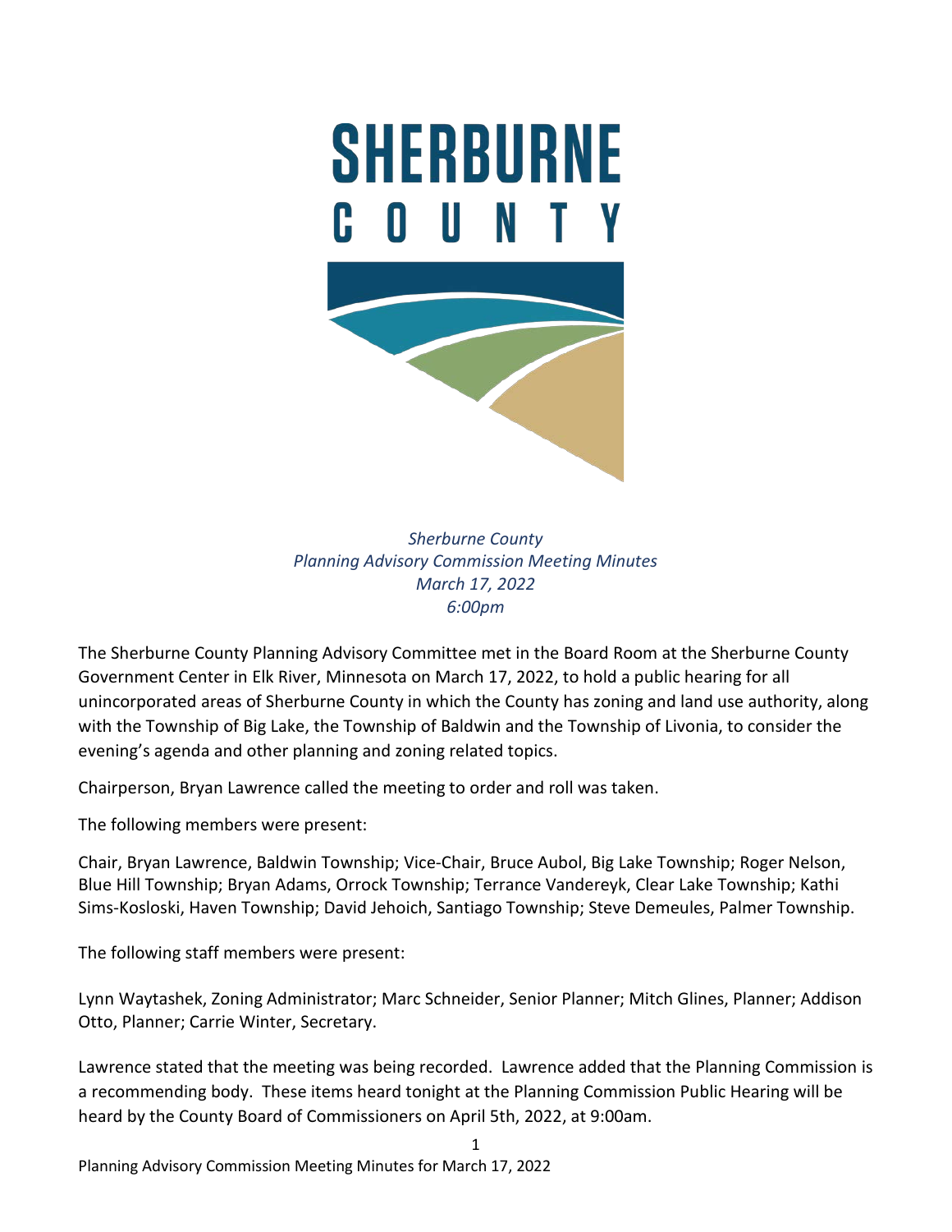# SHERBURNE COUNTY

*Sherburne County*
*Planning Advisory Commission Meeting Minutes*
*March 17, 2022*
*6:00pm*

The Sherburne County Planning Advisory Committee met in the Board Room at the Sherburne County Government Center in Elk River, Minnesota on March 17, 2022, to hold a public hearing for all unincorporated areas of Sherburne County in which the County has zoning and land use authority, along with the Township of Big Lake, the Township of Baldwin and the Township of Livonia, to consider the evening's agenda and other planning and zoning related topics.

Chairperson, Bryan Lawrence called the meeting to order and roll was taken.

The following members were present:

Chair, Bryan Lawrence, Baldwin Township; Vice-Chair, Bruce Aubol, Big Lake Township; Roger Nelson, Blue Hill Township; Bryan Adams, Orrock Township; Terrance Vandereyk, Clear Lake Township; Kathi Sims-Kosloski, Haven Township; David Jehoich, Santiago Township; Steve Demeules, Palmer Township.

The following staff members were present:

Lynn Waytashek, Zoning Administrator; Marc Schneider, Senior Planner; Mitch Glines, Planner; Addison Otto, Planner; Carrie Winter, Secretary.

Lawrence stated that the meeting was being recorded. Lawrence added that the Planning Commission is a recommending body. These items heard tonight at the Planning Commission Public Hearing will be heard by the County Board of Commissioners on April 5th, 2022, at 9:00am.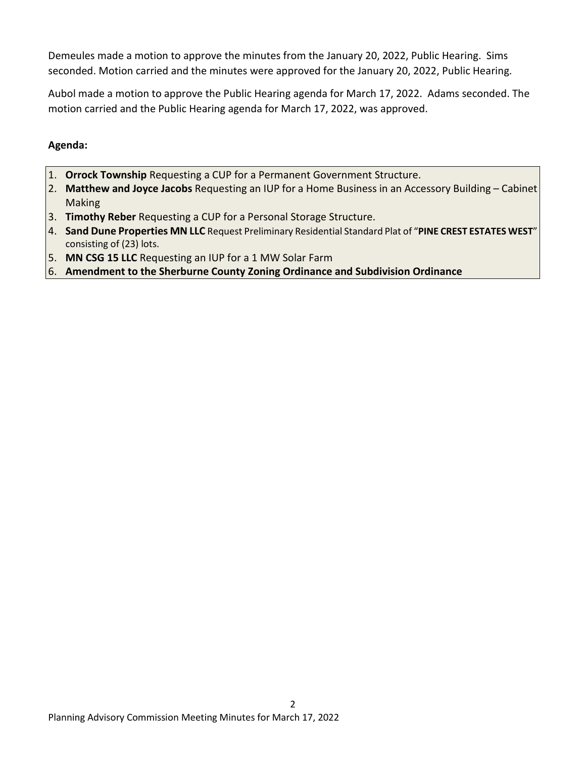Demeules made a motion to approve the minutes from the January 20, 2022, Public Hearing. Sims seconded. Motion carried and the minutes were approved for the January 20, 2022, Public Hearing.

Aubol made a motion to approve the Public Hearing agenda for March 17, 2022. Adams seconded. The motion carried and the Public Hearing agenda for March 17, 2022, was approved.

**Agenda:**

1. **Orrock Township** Requesting a CUP for a Permanent Government Structure.
2. **Matthew and Joyce Jacobs** Requesting an IUP for a Home Business in an Accessory Building – Cabinet Making
3. **Timothy Reber** Requesting a CUP for a Personal Storage Structure.
4. **Sand Dune Properties MN LLC** Request Preliminary Residential Standard Plat of "**PINE CREST ESTATES WEST**" consisting of (23) lots.
5. **MN CSG 15 LLC** Requesting an IUP for a 1 MW Solar Farm
6. **Amendment to the Sherburne County Zoning Ordinance and Subdivision Ordinance**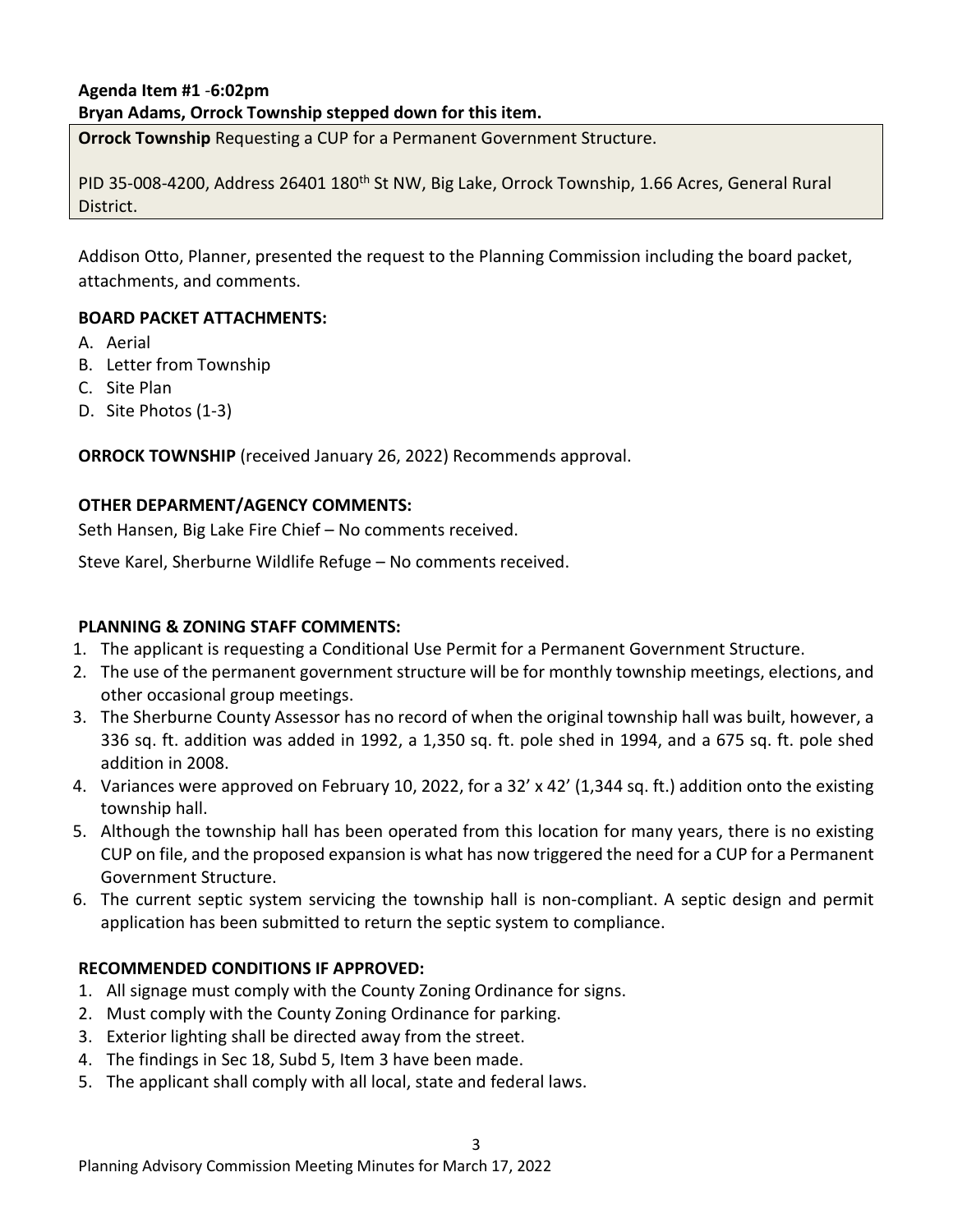**Agenda Item #1 -6:02pm**
**Bryan Adams, Orrock Township stepped down for this item.**

**Orrock Township** Requesting a CUP for a Permanent Government Structure.

PID 35-008-4200, Address 26401 180th St NW, Big Lake, Orrock Township, 1.66 Acres, General Rural District.

Addison Otto, Planner, presented the request to the Planning Commission including the board packet, attachments, and comments.

**BOARD PACKET ATTACHMENTS:**

A. Aerial
B. Letter from Township
C. Site Plan
D. Site Photos (1-3)

**ORROCK TOWNSHIP** (received January 26, 2022) Recommends approval.

**OTHER DEPARMENT/AGENCY COMMENTS:**

Seth Hansen, Big Lake Fire Chief – No comments received.

Steve Karel, Sherburne Wildlife Refuge – No comments received.

**PLANNING & ZONING STAFF COMMENTS:**

1. The applicant is requesting a Conditional Use Permit for a Permanent Government Structure.
2. The use of the permanent government structure will be for monthly township meetings, elections, and other occasional group meetings.
3. The Sherburne County Assessor has no record of when the original township hall was built, however, a 336 sq. ft. addition was added in 1992, a 1,350 sq. ft. pole shed in 1994, and a 675 sq. ft. pole shed addition in 2008.
4. Variances were approved on February 10, 2022, for a 32' x 42' (1,344 sq. ft.) addition onto the existing township hall.
5. Although the township hall has been operated from this location for many years, there is no existing CUP on file, and the proposed expansion is what has now triggered the need for a CUP for a Permanent Government Structure.
6. The current septic system servicing the township hall is non-compliant. A septic design and permit application has been submitted to return the septic system to compliance.

**RECOMMENDED CONDITIONS IF APPROVED:**

1. All signage must comply with the County Zoning Ordinance for signs.
2. Must comply with the County Zoning Ordinance for parking.
3. Exterior lighting shall be directed away from the street.
4. The findings in Sec 18, Subd 5, Item 3 have been made.
5. The applicant shall comply with all local, state and federal laws.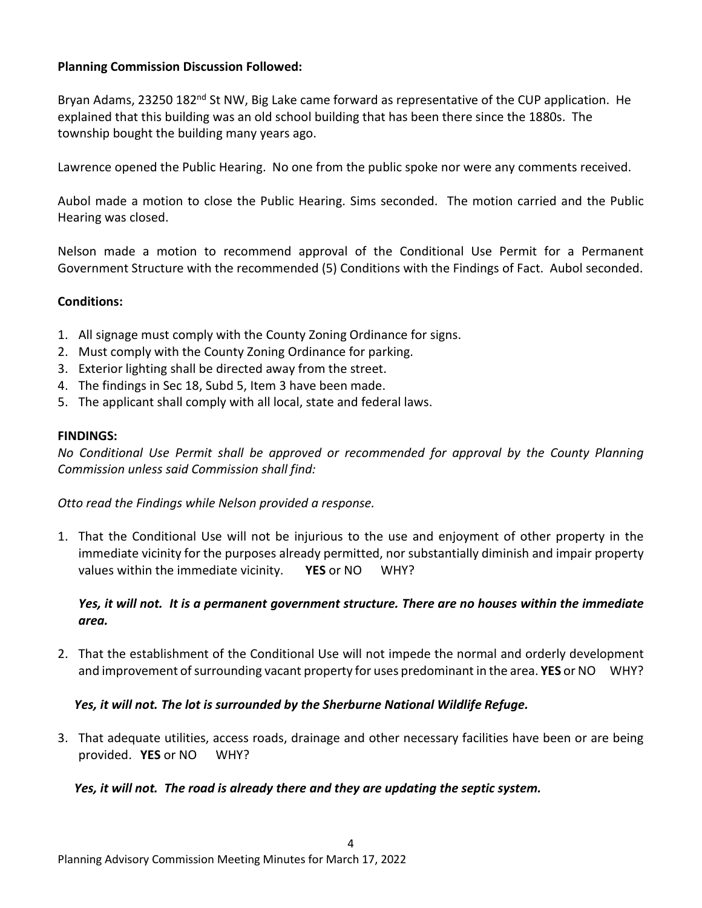**Planning Commission Discussion Followed:**

Bryan Adams, 23250 182nd St NW, Big Lake came forward as representative of the CUP application. He explained that this building was an old school building that has been there since the 1880s. The township bought the building many years ago.

Lawrence opened the Public Hearing. No one from the public spoke nor were any comments received.

Aubol made a motion to close the Public Hearing. Sims seconded. The motion carried and the Public Hearing was closed.

Nelson made a motion to recommend approval of the Conditional Use Permit for a Permanent Government Structure with the recommended (5) Conditions with the Findings of Fact. Aubol seconded.

**Conditions:**

1. All signage must comply with the County Zoning Ordinance for signs.
2. Must comply with the County Zoning Ordinance for parking.
3. Exterior lighting shall be directed away from the street.
4. The findings in Sec 18, Subd 5, Item 3 have been made.
5. The applicant shall comply with all local, state and federal laws.

**FINDINGS:**

*No Conditional Use Permit shall be approved or recommended for approval by the County Planning Commission unless said Commission shall find:*

*Otto read the Findings while Nelson provided a response.*

1. That the Conditional Use will not be injurious to the use and enjoyment of other property in the immediate vicinity for the purposes already permitted, nor substantially diminish and impair property values within the immediate vicinity. **YES** or NO WHY?

   ***Yes, it will not. It is a permanent government structure. There are no houses within the immediate area.***

2. That the establishment of the Conditional Use will not impede the normal and orderly development and improvement of surrounding vacant property for uses predominant in the area. **YES** or NO WHY?

   ***Yes, it will not. The lot is surrounded by the Sherburne National Wildlife Refuge.***

3. That adequate utilities, access roads, drainage and other necessary facilities have been or are being provided. **YES** or NO WHY?

   ***Yes, it will not. The road is already there and they are updating the septic system.***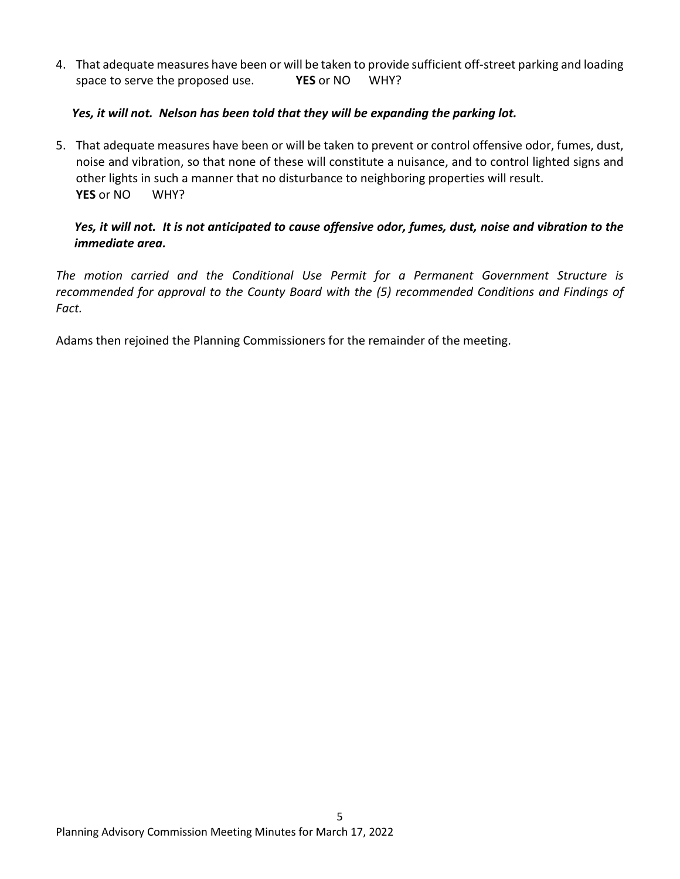4. That adequate measures have been or will be taken to provide sufficient off-street parking and loading space to serve the proposed use. **YES** or NO WHY?

   ***Yes, it will not. Nelson has been told that they will be expanding the parking lot.***

5. That adequate measures have been or will be taken to prevent or control offensive odor, fumes, dust, noise and vibration, so that none of these will constitute a nuisance, and to control lighted signs and other lights in such a manner that no disturbance to neighboring properties will result. **YES** or NO WHY?

   ***Yes, it will not. It is not anticipated to cause offensive odor, fumes, dust, noise and vibration to the immediate area.***

*The motion carried and the Conditional Use Permit for a Permanent Government Structure is recommended for approval to the County Board with the (5) recommended Conditions and Findings of Fact.*

Adams then rejoined the Planning Commissioners for the remainder of the meeting.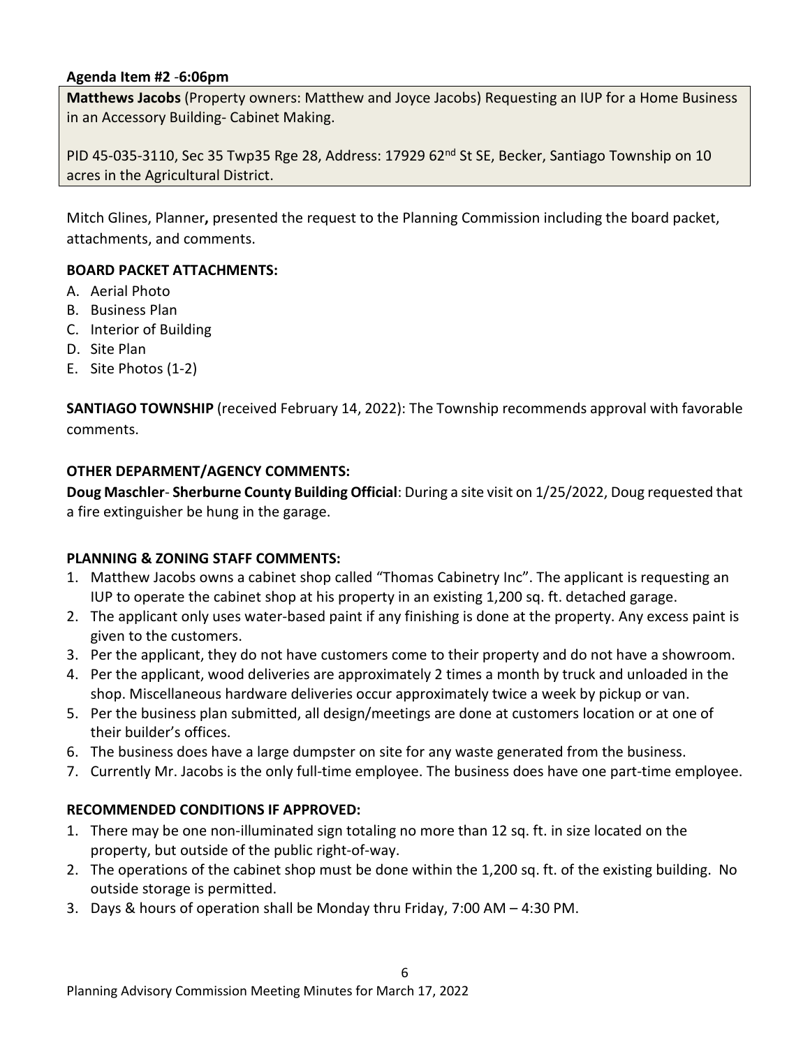**Agenda Item #2** -**6:06pm**

**Matthews Jacobs** (Property owners: Matthew and Joyce Jacobs) Requesting an IUP for a Home Business in an Accessory Building- Cabinet Making.

PID 45-035-3110, Sec 35 Twp35 Rge 28, Address: 17929 62nd St SE, Becker, Santiago Township on 10 acres in the Agricultural District.

Mitch Glines, Planner**,** presented the request to the Planning Commission including the board packet, attachments, and comments.

**BOARD PACKET ATTACHMENTS:**

A. Aerial Photo
B. Business Plan
C. Interior of Building
D. Site Plan
E. Site Photos (1-2)

**SANTIAGO TOWNSHIP** (received February 14, 2022): The Township recommends approval with favorable comments.

**OTHER DEPARMENT/AGENCY COMMENTS:**

**Doug Maschler**- **Sherburne County Building Official**: During a site visit on 1/25/2022, Doug requested that a fire extinguisher be hung in the garage.

**PLANNING & ZONING STAFF COMMENTS:**

1. Matthew Jacobs owns a cabinet shop called "Thomas Cabinetry Inc". The applicant is requesting an IUP to operate the cabinet shop at his property in an existing 1,200 sq. ft. detached garage.
2. The applicant only uses water-based paint if any finishing is done at the property. Any excess paint is given to the customers.
3. Per the applicant, they do not have customers come to their property and do not have a showroom.
4. Per the applicant, wood deliveries are approximately 2 times a month by truck and unloaded in the shop. Miscellaneous hardware deliveries occur approximately twice a week by pickup or van.
5. Per the business plan submitted, all design/meetings are done at customers location or at one of their builder's offices.
6. The business does have a large dumpster on site for any waste generated from the business.
7. Currently Mr. Jacobs is the only full-time employee. The business does have one part-time employee.

**RECOMMENDED CONDITIONS IF APPROVED:**

1. There may be one non-illuminated sign totaling no more than 12 sq. ft. in size located on the property, but outside of the public right-of-way.
2. The operations of the cabinet shop must be done within the 1,200 sq. ft. of the existing building. No outside storage is permitted.
3. Days & hours of operation shall be Monday thru Friday, 7:00 AM – 4:30 PM.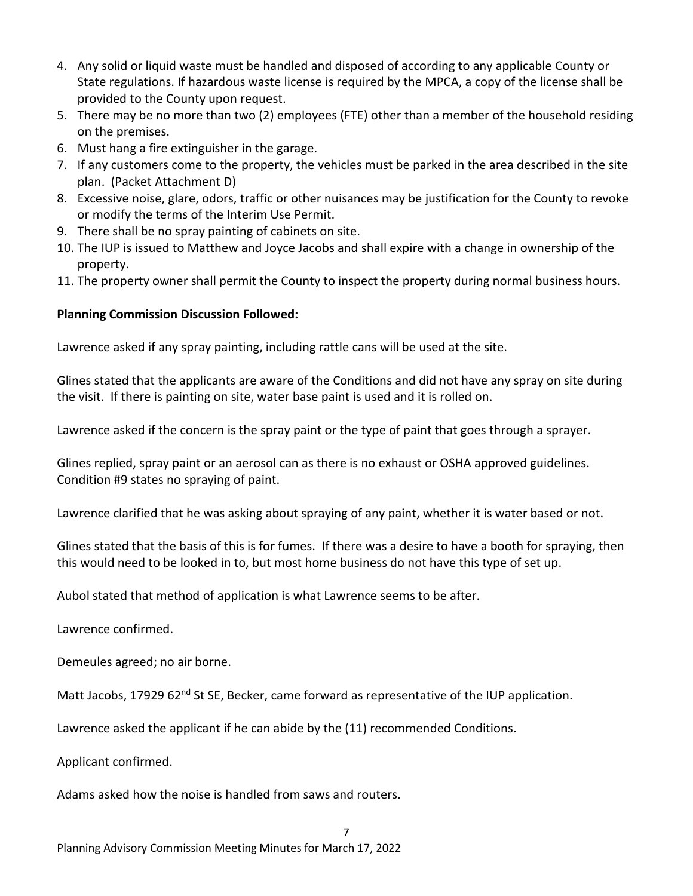4. Any solid or liquid waste must be handled and disposed of according to any applicable County or State regulations. If hazardous waste license is required by the MPCA, a copy of the license shall be provided to the County upon request.
5. There may be no more than two (2) employees (FTE) other than a member of the household residing on the premises.
6. Must hang a fire extinguisher in the garage.
7. If any customers come to the property, the vehicles must be parked in the area described in the site plan. (Packet Attachment D)
8. Excessive noise, glare, odors, traffic or other nuisances may be justification for the County to revoke or modify the terms of the Interim Use Permit.
9. There shall be no spray painting of cabinets on site.
10. The IUP is issued to Matthew and Joyce Jacobs and shall expire with a change in ownership of the property.
11. The property owner shall permit the County to inspect the property during normal business hours.

**Planning Commission Discussion Followed:**

Lawrence asked if any spray painting, including rattle cans will be used at the site.

Glines stated that the applicants are aware of the Conditions and did not have any spray on site during the visit. If there is painting on site, water base paint is used and it is rolled on.

Lawrence asked if the concern is the spray paint or the type of paint that goes through a sprayer.

Glines replied, spray paint or an aerosol can as there is no exhaust or OSHA approved guidelines. Condition #9 states no spraying of paint.

Lawrence clarified that he was asking about spraying of any paint, whether it is water based or not.

Glines stated that the basis of this is for fumes. If there was a desire to have a booth for spraying, then this would need to be looked in to, but most home business do not have this type of set up.

Aubol stated that method of application is what Lawrence seems to be after.

Lawrence confirmed.

Demeules agreed; no air borne.

Matt Jacobs, 17929 62nd St SE, Becker, came forward as representative of the IUP application.

Lawrence asked the applicant if he can abide by the (11) recommended Conditions.

Applicant confirmed.

Adams asked how the noise is handled from saws and routers.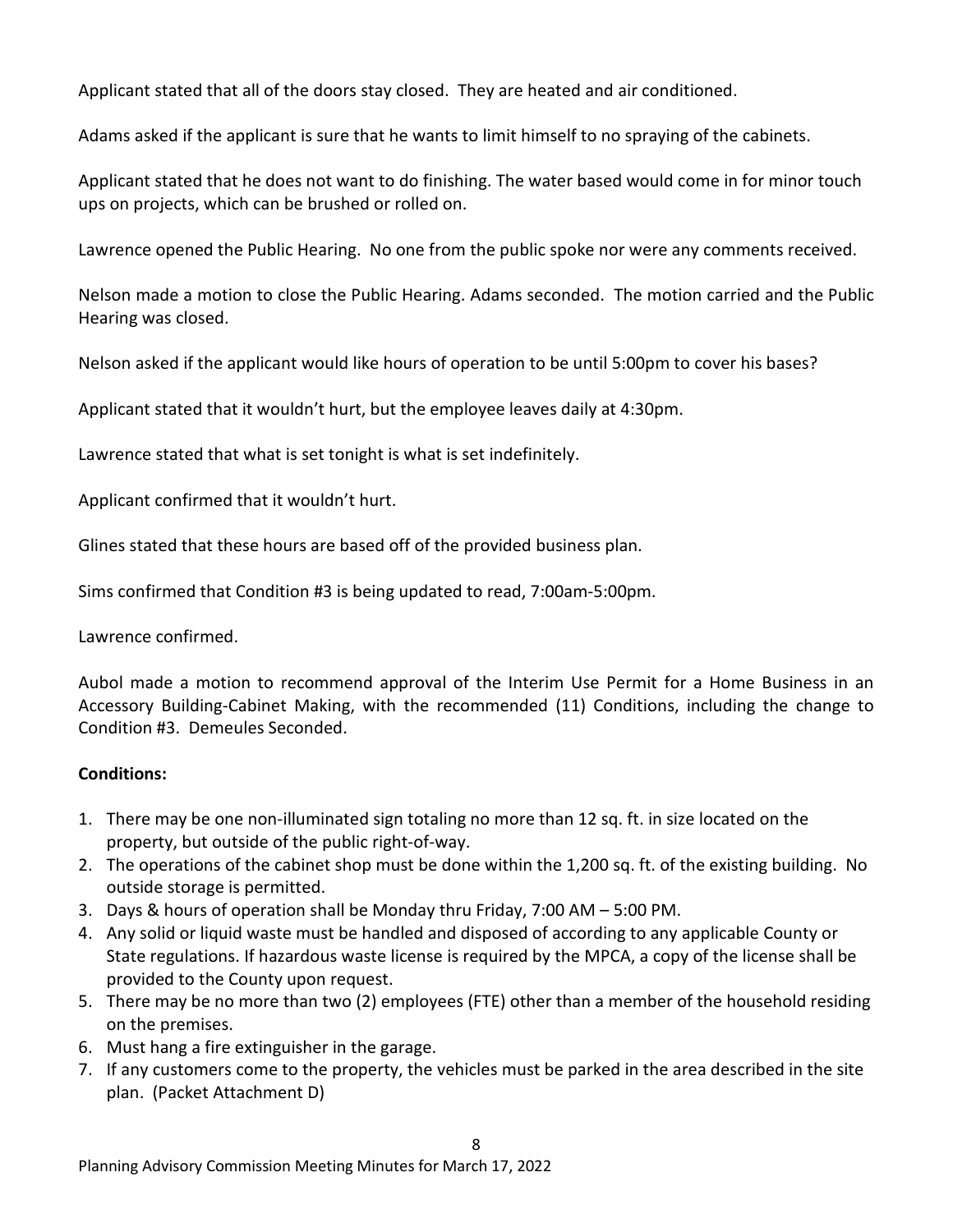Applicant stated that all of the doors stay closed. They are heated and air conditioned.

Adams asked if the applicant is sure that he wants to limit himself to no spraying of the cabinets.

Applicant stated that he does not want to do finishing. The water based would come in for minor touch ups on projects, which can be brushed or rolled on.

Lawrence opened the Public Hearing. No one from the public spoke nor were any comments received.

Nelson made a motion to close the Public Hearing. Adams seconded. The motion carried and the Public Hearing was closed.

Nelson asked if the applicant would like hours of operation to be until 5:00pm to cover his bases?

Applicant stated that it wouldn't hurt, but the employee leaves daily at 4:30pm.

Lawrence stated that what is set tonight is what is set indefinitely.

Applicant confirmed that it wouldn't hurt.

Glines stated that these hours are based off of the provided business plan.

Sims confirmed that Condition #3 is being updated to read, 7:00am-5:00pm.

Lawrence confirmed.

Aubol made a motion to recommend approval of the Interim Use Permit for a Home Business in an Accessory Building-Cabinet Making, with the recommended (11) Conditions, including the change to Condition #3. Demeules Seconded.

**Conditions:**

1. There may be one non-illuminated sign totaling no more than 12 sq. ft. in size located on the property, but outside of the public right-of-way.
2. The operations of the cabinet shop must be done within the 1,200 sq. ft. of the existing building. No outside storage is permitted.
3. Days & hours of operation shall be Monday thru Friday, 7:00 AM – 5:00 PM.
4. Any solid or liquid waste must be handled and disposed of according to any applicable County or State regulations. If hazardous waste license is required by the MPCA, a copy of the license shall be provided to the County upon request.
5. There may be no more than two (2) employees (FTE) other than a member of the household residing on the premises.
6. Must hang a fire extinguisher in the garage.
7. If any customers come to the property, the vehicles must be parked in the area described in the site plan. (Packet Attachment D)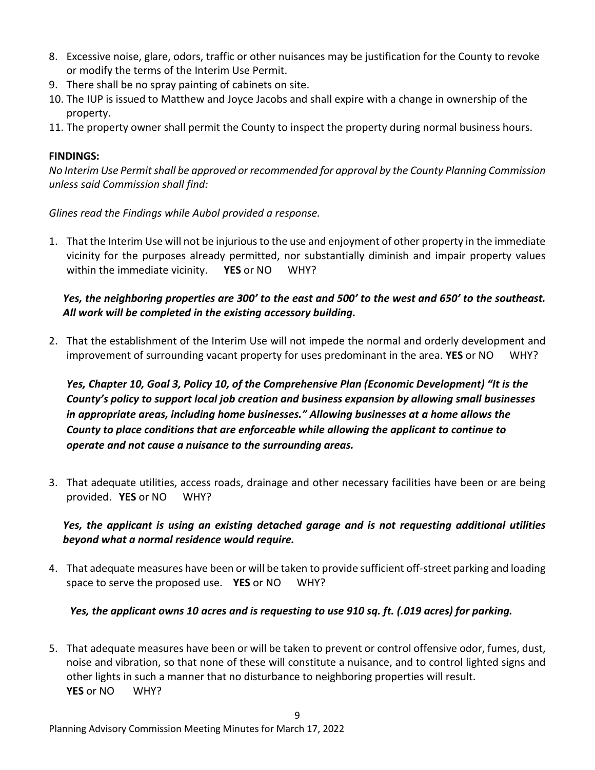8. Excessive noise, glare, odors, traffic or other nuisances may be justification for the County to revoke or modify the terms of the Interim Use Permit.
9. There shall be no spray painting of cabinets on site.
10. The IUP is issued to Matthew and Joyce Jacobs and shall expire with a change in ownership of the property.
11. The property owner shall permit the County to inspect the property during normal business hours.

**FINDINGS:**

*No Interim Use Permit shall be approved or recommended for approval by the County Planning Commission unless said Commission shall find:*

*Glines read the Findings while Aubol provided a response.*

1. That the Interim Use will not be injurious to the use and enjoyment of other property in the immediate vicinity for the purposes already permitted, nor substantially diminish and impair property values within the immediate vicinity. **YES** or NO WHY?

   ***Yes, the neighboring properties are 300' to the east and 500' to the west and 650' to the southeast. All work will be completed in the existing accessory building.***

2. That the establishment of the Interim Use will not impede the normal and orderly development and improvement of surrounding vacant property for uses predominant in the area. **YES** or NO WHY?

   ***Yes, Chapter 10, Goal 3, Policy 10, of the Comprehensive Plan (Economic Development) "It is the County's policy to support local job creation and business expansion by allowing small businesses in appropriate areas, including home businesses." Allowing businesses at a home allows the County to place conditions that are enforceable while allowing the applicant to continue to operate and not cause a nuisance to the surrounding areas.***

3. That adequate utilities, access roads, drainage and other necessary facilities have been or are being provided. **YES** or NO WHY?

   ***Yes, the applicant is using an existing detached garage and is not requesting additional utilities beyond what a normal residence would require.***

4. That adequate measures have been or will be taken to provide sufficient off-street parking and loading space to serve the proposed use. **YES** or NO WHY?

   ***Yes, the applicant owns 10 acres and is requesting to use 910 sq. ft. (.019 acres) for parking.***

5. That adequate measures have been or will be taken to prevent or control offensive odor, fumes, dust, noise and vibration, so that none of these will constitute a nuisance, and to control lighted signs and other lights in such a manner that no disturbance to neighboring properties will result.
   **YES** or NO WHY?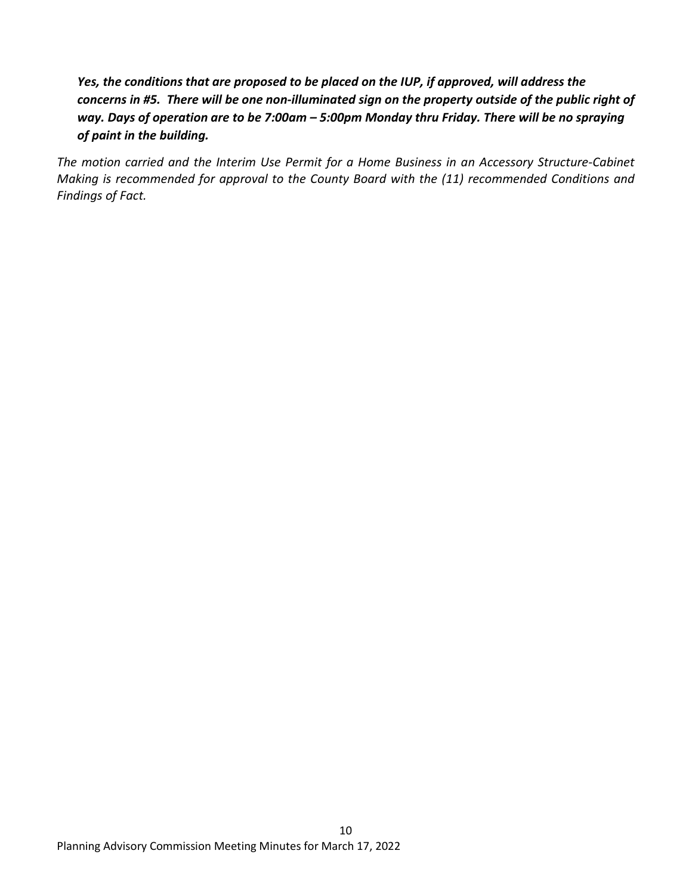***Yes, the conditions that are proposed to be placed on the IUP, if approved, will address the concerns in #5. There will be one non-illuminated sign on the property outside of the public right of way. Days of operation are to be 7:00am – 5:00pm Monday thru Friday. There will be no spraying of paint in the building.***

*The motion carried and the Interim Use Permit for a Home Business in an Accessory Structure-Cabinet Making is recommended for approval to the County Board with the (11) recommended Conditions and Findings of Fact.*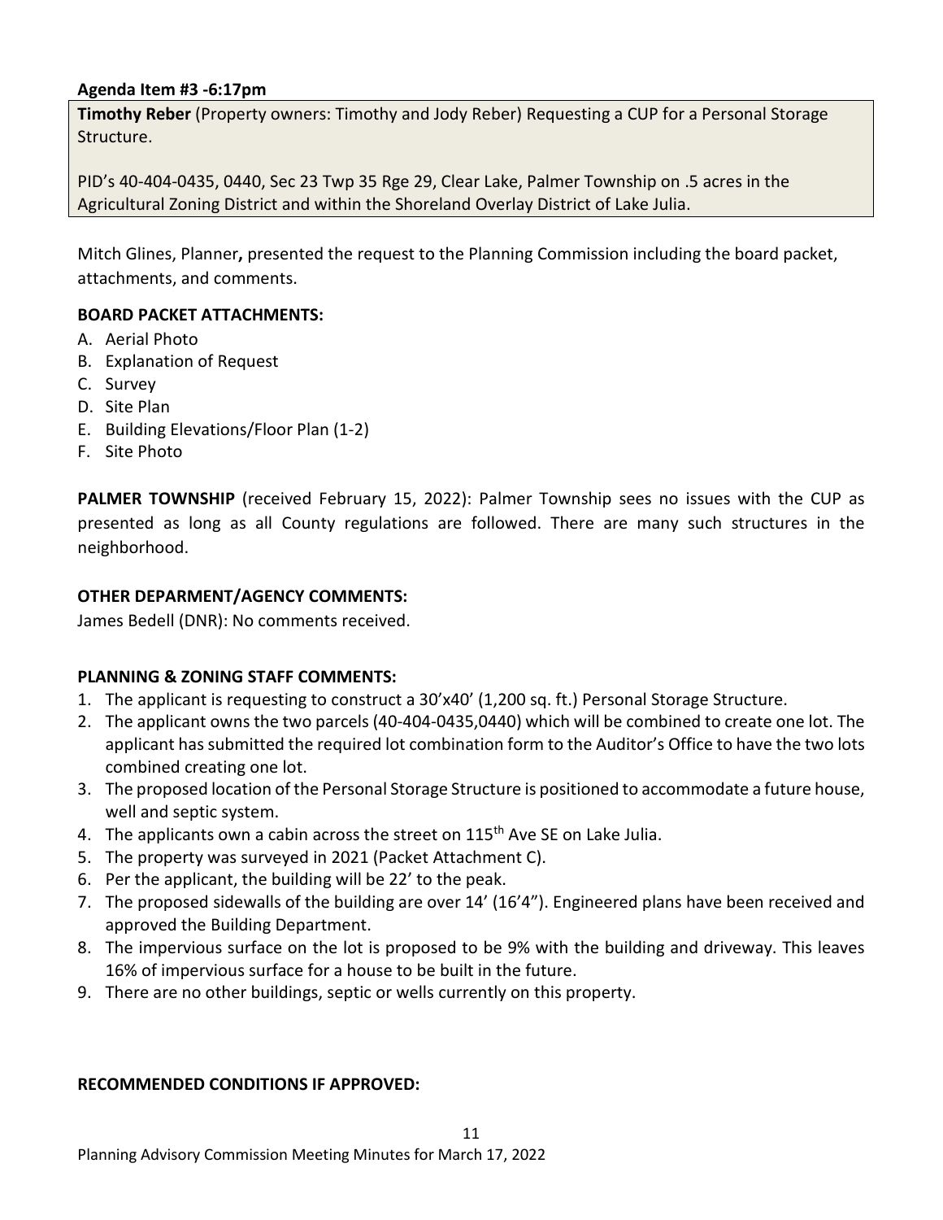**Agenda Item #3 -6:17pm**

**Timothy Reber** (Property owners: Timothy and Jody Reber) Requesting a CUP for a Personal Storage Structure.

PID's 40-404-0435, 0440, Sec 23 Twp 35 Rge 29, Clear Lake, Palmer Township on .5 acres in the Agricultural Zoning District and within the Shoreland Overlay District of Lake Julia.

Mitch Glines, Planner**,** presented the request to the Planning Commission including the board packet, attachments, and comments.

**BOARD PACKET ATTACHMENTS:**

A. Aerial Photo
B. Explanation of Request
C. Survey
D. Site Plan
E. Building Elevations/Floor Plan (1-2)
F. Site Photo

**PALMER TOWNSHIP** (received February 15, 2022): Palmer Township sees no issues with the CUP as presented as long as all County regulations are followed. There are many such structures in the neighborhood.

**OTHER DEPARMENT/AGENCY COMMENTS:**

James Bedell (DNR): No comments received.

**PLANNING & ZONING STAFF COMMENTS:**

1. The applicant is requesting to construct a 30'x40' (1,200 sq. ft.) Personal Storage Structure.
2. The applicant owns the two parcels (40-404-0435,0440) which will be combined to create one lot. The applicant has submitted the required lot combination form to the Auditor's Office to have the two lots combined creating one lot.
3. The proposed location of the Personal Storage Structure is positioned to accommodate a future house, well and septic system.
4. The applicants own a cabin across the street on 115th Ave SE on Lake Julia.
5. The property was surveyed in 2021 (Packet Attachment C).
6. Per the applicant, the building will be 22' to the peak.
7. The proposed sidewalls of the building are over 14' (16'4") . Engineered plans have been received and approved the Building Department.
8. The impervious surface on the lot is proposed to be 9% with the building and driveway. This leaves 16% of impervious surface for a house to be built in the future.
9. There are no other buildings, septic or wells currently on this property.

**RECOMMENDED CONDITIONS IF APPROVED:**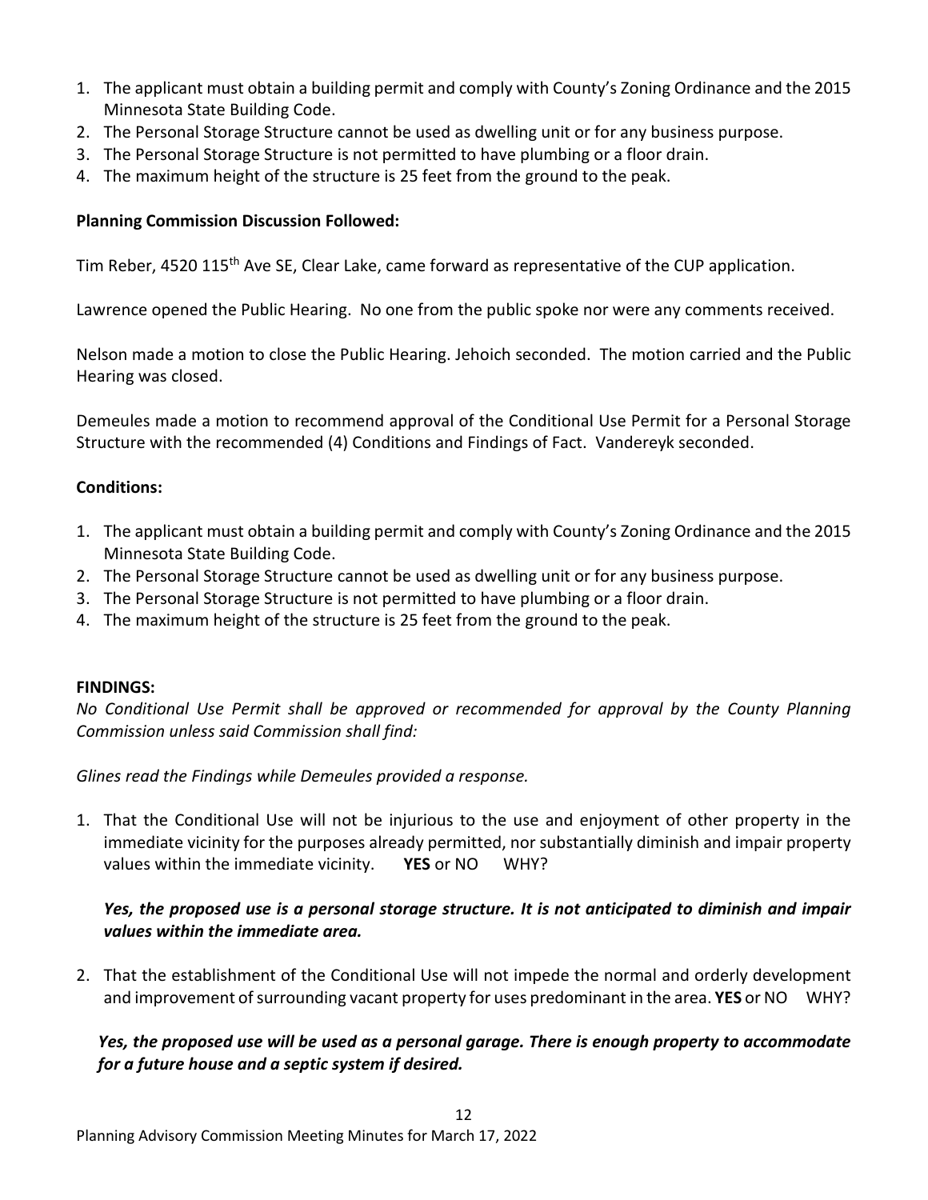1. The applicant must obtain a building permit and comply with County's Zoning Ordinance and the 2015 Minnesota State Building Code.
2. The Personal Storage Structure cannot be used as dwelling unit or for any business purpose.
3. The Personal Storage Structure is not permitted to have plumbing or a floor drain.
4. The maximum height of the structure is 25 feet from the ground to the peak.

**Planning Commission Discussion Followed:**

Tim Reber, 4520 115th Ave SE, Clear Lake, came forward as representative of the CUP application.

Lawrence opened the Public Hearing. No one from the public spoke nor were any comments received.

Nelson made a motion to close the Public Hearing. Jehoich seconded. The motion carried and the Public Hearing was closed.

Demeules made a motion to recommend approval of the Conditional Use Permit for a Personal Storage Structure with the recommended (4) Conditions and Findings of Fact. Vandereyk seconded.

**Conditions:**

1. The applicant must obtain a building permit and comply with County's Zoning Ordinance and the 2015 Minnesota State Building Code.
2. The Personal Storage Structure cannot be used as dwelling unit or for any business purpose.
3. The Personal Storage Structure is not permitted to have plumbing or a floor drain.
4. The maximum height of the structure is 25 feet from the ground to the peak.

**FINDINGS:**

*No Conditional Use Permit shall be approved or recommended for approval by the County Planning Commission unless said Commission shall find:*

*Glines read the Findings while Demeules provided a response.*

1. That the Conditional Use will not be injurious to the use and enjoyment of other property in the immediate vicinity for the purposes already permitted, nor substantially diminish and impair property values within the immediate vicinity. **YES** or NO WHY?

   ***Yes, the proposed use is a personal storage structure. It is not anticipated to diminish and impair values within the immediate area.***

2. That the establishment of the Conditional Use will not impede the normal and orderly development and improvement of surrounding vacant property for uses predominant in the area. **YES** or NO WHY?

   ***Yes, the proposed use will be used as a personal garage. There is enough property to accommodate for a future house and a septic system if desired.***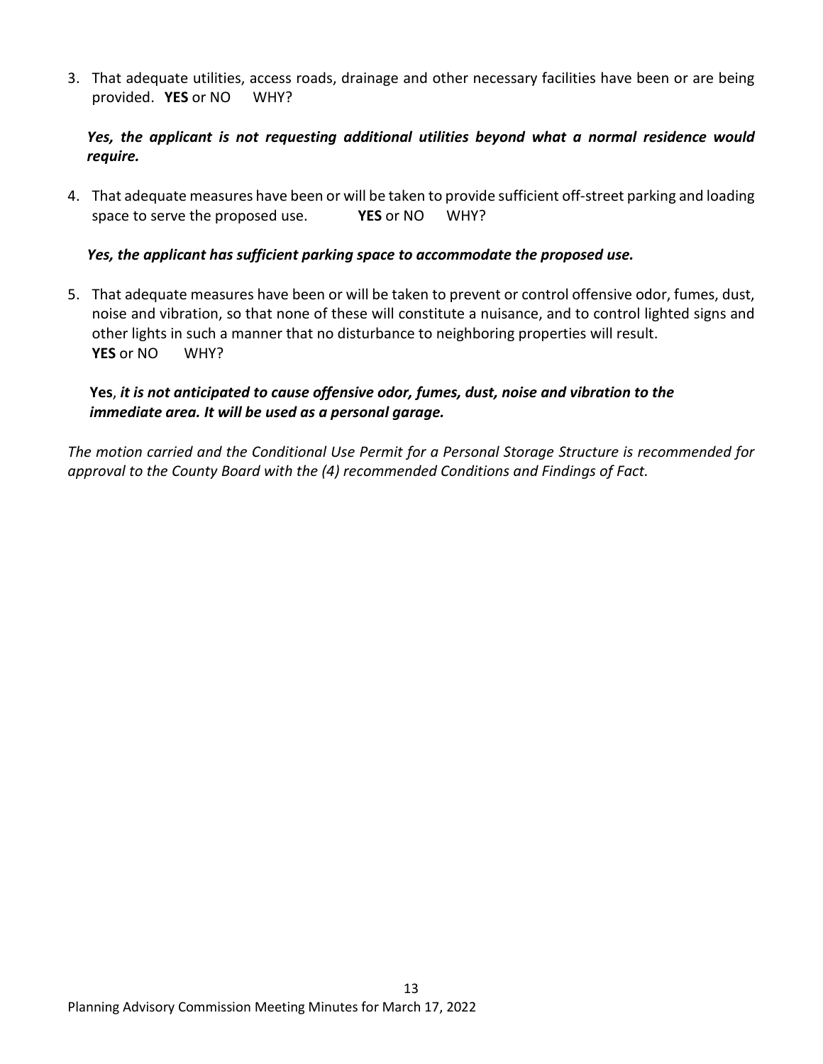3. That adequate utilities, access roads, drainage and other necessary facilities have been or are being provided. **YES** or NO WHY?

   ***Yes, the applicant is not requesting additional utilities beyond what a normal residence would require.***

4. That adequate measures have been or will be taken to provide sufficient off-street parking and loading space to serve the proposed use. **YES** or NO WHY?

   ***Yes, the applicant has sufficient parking space to accommodate the proposed use.***

5. That adequate measures have been or will be taken to prevent or control offensive odor, fumes, dust, noise and vibration, so that none of these will constitute a nuisance, and to control lighted signs and other lights in such a manner that no disturbance to neighboring properties will result.
   **YES** or NO WHY?

   **Yes**, ***it is not anticipated to cause offensive odor, fumes, dust, noise and vibration to the immediate area. It will be used as a personal garage.***

*The motion carried and the Conditional Use Permit for a Personal Storage Structure is recommended for approval to the County Board with the (4) recommended Conditions and Findings of Fact.*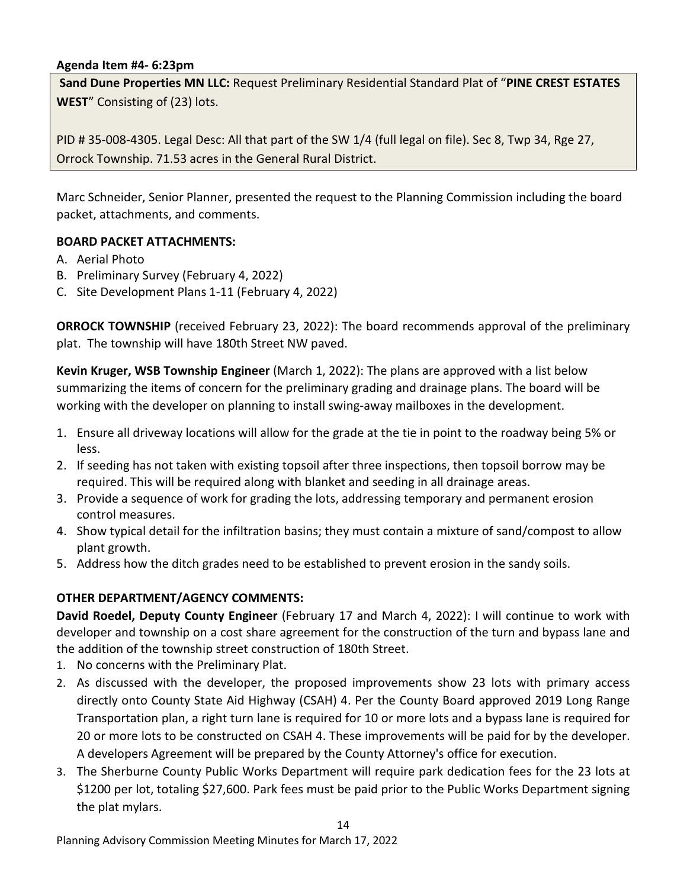**Agenda Item #4- 6:23pm**

**Sand Dune Properties MN LLC:** Request Preliminary Residential Standard Plat of "**PINE CREST ESTATES WEST**" Consisting of (23) lots.

PID # 35-008-4305. Legal Desc: All that part of the SW 1/4 (full legal on file). Sec 8, Twp 34, Rge 27, Orrock Township. 71.53 acres in the General Rural District.

Marc Schneider, Senior Planner, presented the request to the Planning Commission including the board packet, attachments, and comments.

**BOARD PACKET ATTACHMENTS:**

A. Aerial Photo
B. Preliminary Survey (February 4, 2022)
C. Site Development Plans 1-11 (February 4, 2022)

**ORROCK TOWNSHIP** (received February 23, 2022): The board recommends approval of the preliminary plat. The township will have 180th Street NW paved.

**Kevin Kruger, WSB Township Engineer** (March 1, 2022): The plans are approved with a list below summarizing the items of concern for the preliminary grading and drainage plans. The board will be working with the developer on planning to install swing-away mailboxes in the development.

1. Ensure all driveway locations will allow for the grade at the tie in point to the roadway being 5% or less.
2. If seeding has not taken with existing topsoil after three inspections, then topsoil borrow may be required. This will be required along with blanket and seeding in all drainage areas.
3. Provide a sequence of work for grading the lots, addressing temporary and permanent erosion control measures.
4. Show typical detail for the infiltration basins; they must contain a mixture of sand/compost to allow plant growth.
5. Address how the ditch grades need to be established to prevent erosion in the sandy soils.

**OTHER DEPARTMENT/AGENCY COMMENTS:**

**David Roedel, Deputy County Engineer** (February 17 and March 4, 2022): I will continue to work with developer and township on a cost share agreement for the construction of the turn and bypass lane and the addition of the township street construction of 180th Street.

1. No concerns with the Preliminary Plat.
2. As discussed with the developer, the proposed improvements show 23 lots with primary access directly onto County State Aid Highway (CSAH) 4. Per the County Board approved 2019 Long Range Transportation plan, a right turn lane is required for 10 or more lots and a bypass lane is required for 20 or more lots to be constructed on CSAH 4. These improvements will be paid for by the developer. A developers Agreement will be prepared by the County Attorney's office for execution.
3. The Sherburne County Public Works Department will require park dedication fees for the 23 lots at $1200 per lot, totaling $27,600. Park fees must be paid prior to the Public Works Department signing the plat mylars.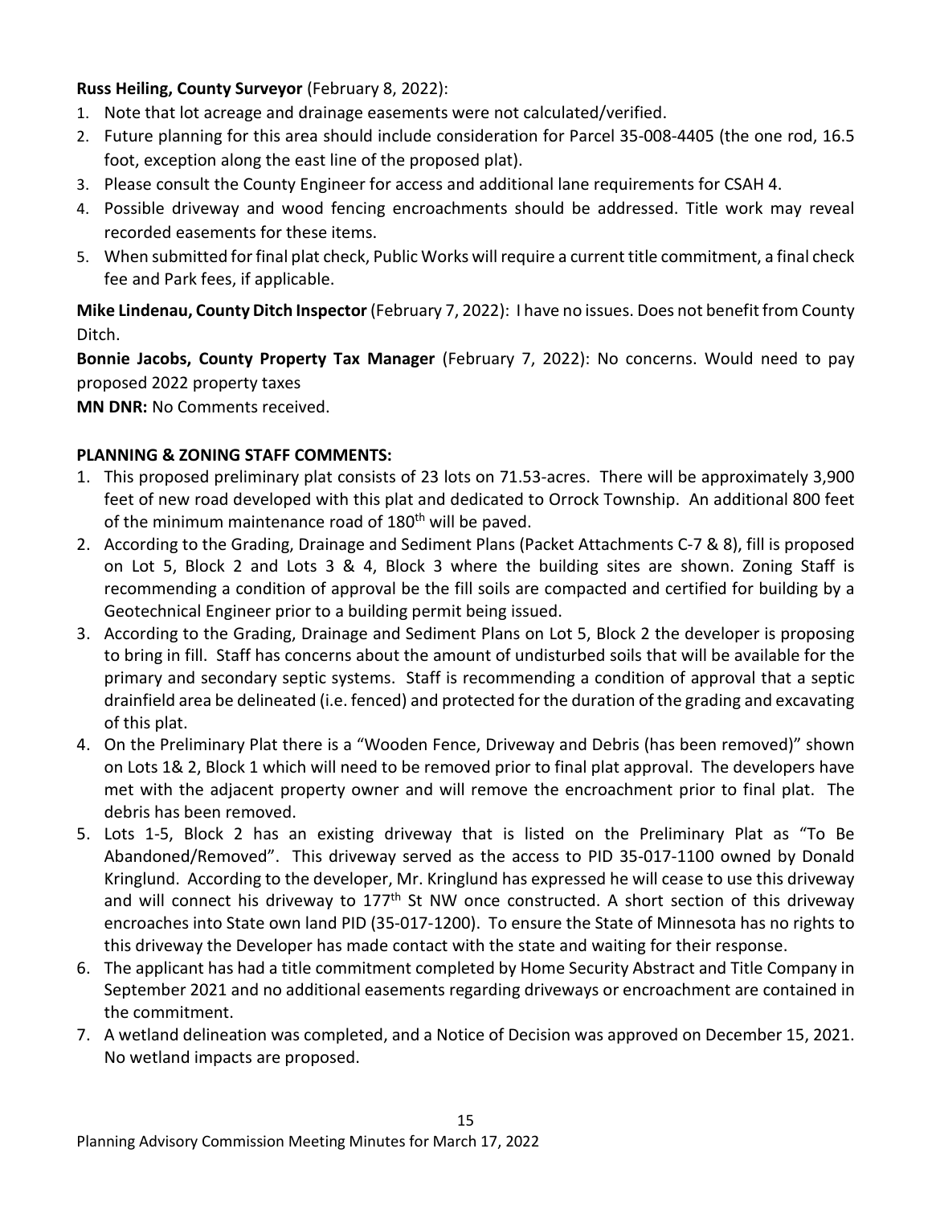**Russ Heiling, County Surveyor** (February 8, 2022):

1. Note that lot acreage and drainage easements were not calculated/verified.
2. Future planning for this area should include consideration for Parcel 35-008-4405 (the one rod, 16.5 foot, exception along the east line of the proposed plat).
3. Please consult the County Engineer for access and additional lane requirements for CSAH 4.
4. Possible driveway and wood fencing encroachments should be addressed. Title work may reveal recorded easements for these items.
5. When submitted for final plat check, Public Works will require a current title commitment, a final check fee and Park fees, if applicable.

**Mike Lindenau, County Ditch Inspector** (February 7, 2022): I have no issues. Does not benefit from County Ditch.

**Bonnie Jacobs, County Property Tax Manager** (February 7, 2022): No concerns. Would need to pay proposed 2022 property taxes

**MN DNR:** No Comments received.

**PLANNING & ZONING STAFF COMMENTS:**

1. This proposed preliminary plat consists of 23 lots on 71.53-acres. There will be approximately 3,900 feet of new road developed with this plat and dedicated to Orrock Township. An additional 800 feet of the minimum maintenance road of 180th will be paved.
2. According to the Grading, Drainage and Sediment Plans (Packet Attachments C-7 & 8), fill is proposed on Lot 5, Block 2 and Lots 3 & 4, Block 3 where the building sites are shown. Zoning Staff is recommending a condition of approval be the fill soils are compacted and certified for building by a Geotechnical Engineer prior to a building permit being issued.
3. According to the Grading, Drainage and Sediment Plans on Lot 5, Block 2 the developer is proposing to bring in fill. Staff has concerns about the amount of undisturbed soils that will be available for the primary and secondary septic systems. Staff is recommending a condition of approval that a septic drainfield area be delineated (i.e. fenced) and protected for the duration of the grading and excavating of this plat.
4. On the Preliminary Plat there is a "Wooden Fence, Driveway and Debris (has been removed)" shown on Lots 1& 2, Block 1 which will need to be removed prior to final plat approval. The developers have met with the adjacent property owner and will remove the encroachment prior to final plat. The debris has been removed.
5. Lots 1-5, Block 2 has an existing driveway that is listed on the Preliminary Plat as "To Be Abandoned/Removed". This driveway served as the access to PID 35-017-1100 owned by Donald Kringlund. According to the developer, Mr. Kringlund has expressed he will cease to use this driveway and will connect his driveway to 177th St NW once constructed. A short section of this driveway encroaches into State own land PID (35-017-1200). To ensure the State of Minnesota has no rights to this driveway the Developer has made contact with the state and waiting for their response.
6. The applicant has had a title commitment completed by Home Security Abstract and Title Company in September 2021 and no additional easements regarding driveways or encroachment are contained in the commitment.
7. A wetland delineation was completed, and a Notice of Decision was approved on December 15, 2021. No wetland impacts are proposed.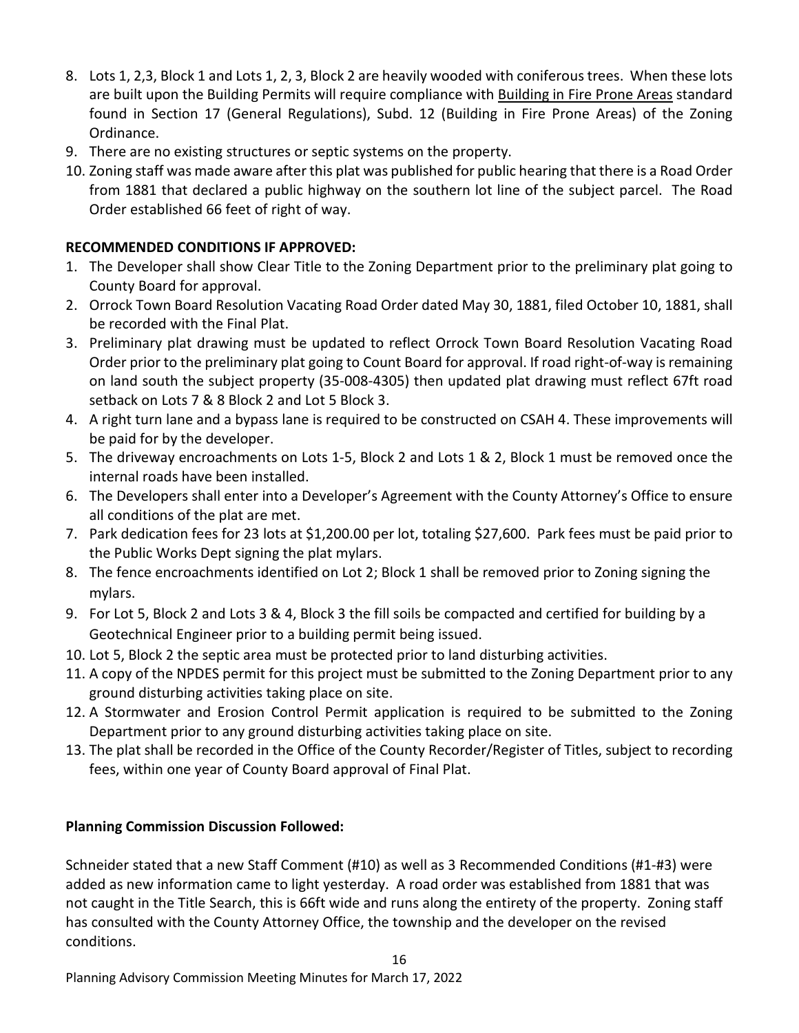8. Lots 1, 2,3, Block 1 and Lots 1, 2, 3, Block 2 are heavily wooded with coniferous trees. When these lots are built upon the Building Permits will require compliance with Building in Fire Prone Areas standard found in Section 17 (General Regulations), Subd. 12 (Building in Fire Prone Areas) of the Zoning Ordinance.
9. There are no existing structures or septic systems on the property.
10. Zoning staff was made aware after this plat was published for public hearing that there is a Road Order from 1881 that declared a public highway on the southern lot line of the subject parcel. The Road Order established 66 feet of right of way.

**RECOMMENDED CONDITIONS IF APPROVED:**

1. The Developer shall show Clear Title to the Zoning Department prior to the preliminary plat going to County Board for approval.
2. Orrock Town Board Resolution Vacating Road Order dated May 30, 1881, filed October 10, 1881, shall be recorded with the Final Plat.
3. Preliminary plat drawing must be updated to reflect Orrock Town Board Resolution Vacating Road Order prior to the preliminary plat going to Count Board for approval. If road right-of-way is remaining on land south the subject property (35-008-4305) then updated plat drawing must reflect 67ft road setback on Lots 7 & 8 Block 2 and Lot 5 Block 3.
4. A right turn lane and a bypass lane is required to be constructed on CSAH 4. These improvements will be paid for by the developer.
5. The driveway encroachments on Lots 1-5, Block 2 and Lots 1 & 2, Block 1 must be removed once the internal roads have been installed.
6. The Developers shall enter into a Developer's Agreement with the County Attorney's Office to ensure all conditions of the plat are met.
7. Park dedication fees for 23 lots at $1,200.00 per lot, totaling $27,600. Park fees must be paid prior to the Public Works Dept signing the plat mylars.
8. The fence encroachments identified on Lot 2; Block 1 shall be removed prior to Zoning signing the mylars.
9. For Lot 5, Block 2 and Lots 3 & 4, Block 3 the fill soils be compacted and certified for building by a Geotechnical Engineer prior to a building permit being issued.
10. Lot 5, Block 2 the septic area must be protected prior to land disturbing activities.
11. A copy of the NPDES permit for this project must be submitted to the Zoning Department prior to any ground disturbing activities taking place on site.
12. A Stormwater and Erosion Control Permit application is required to be submitted to the Zoning Department prior to any ground disturbing activities taking place on site.
13. The plat shall be recorded in the Office of the County Recorder/Register of Titles, subject to recording fees, within one year of County Board approval of Final Plat.

**Planning Commission Discussion Followed:**

Schneider stated that a new Staff Comment (#10) as well as 3 Recommended Conditions (#1-#3) were added as new information came to light yesterday. A road order was established from 1881 that was not caught in the Title Search, this is 66ft wide and runs along the entirety of the property. Zoning staff has consulted with the County Attorney Office, the township and the developer on the revised conditions.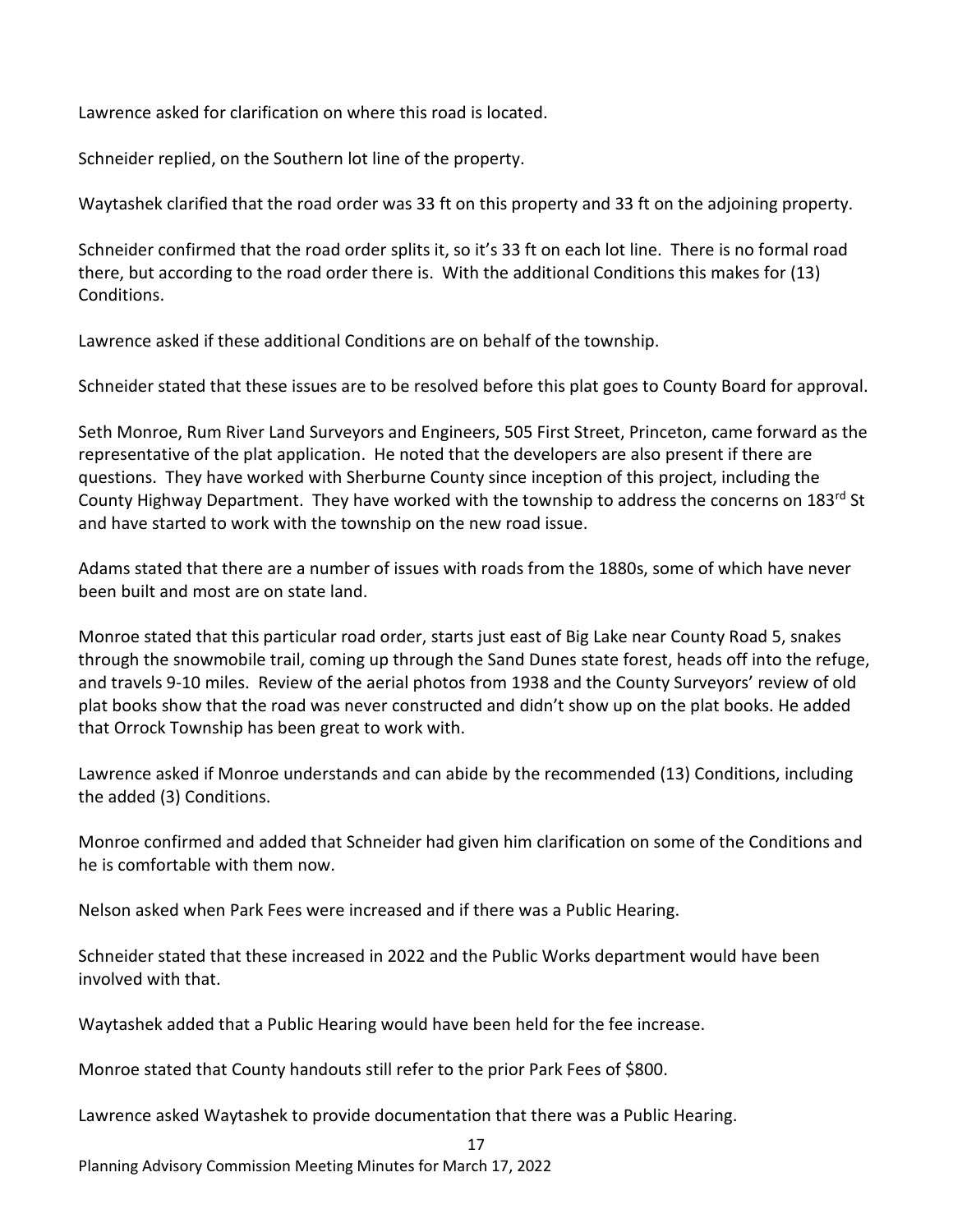Lawrence asked for clarification on where this road is located.

Schneider replied, on the Southern lot line of the property.

Waytashek clarified that the road order was 33 ft on this property and 33 ft on the adjoining property.

Schneider confirmed that the road order splits it, so it's 33 ft on each lot line. There is no formal road there, but according to the road order there is. With the additional Conditions this makes for (13) Conditions.

Lawrence asked if these additional Conditions are on behalf of the township.

Schneider stated that these issues are to be resolved before this plat goes to County Board for approval.

Seth Monroe, Rum River Land Surveyors and Engineers, 505 First Street, Princeton, came forward as the representative of the plat application. He noted that the developers are also present if there are questions. They have worked with Sherburne County since inception of this project, including the County Highway Department. They have worked with the township to address the concerns on 183rd St and have started to work with the township on the new road issue.

Adams stated that there are a number of issues with roads from the 1880s, some of which have never been built and most are on state land.

Monroe stated that this particular road order, starts just east of Big Lake near County Road 5, snakes through the snowmobile trail, coming up through the Sand Dunes state forest, heads off into the refuge, and travels 9-10 miles. Review of the aerial photos from 1938 and the County Surveyors' review of old plat books show that the road was never constructed and didn't show up on the plat books. He added that Orrock Township has been great to work with.

Lawrence asked if Monroe understands and can abide by the recommended (13) Conditions, including the added (3) Conditions.

Monroe confirmed and added that Schneider had given him clarification on some of the Conditions and he is comfortable with them now.

Nelson asked when Park Fees were increased and if there was a Public Hearing.

Schneider stated that these increased in 2022 and the Public Works department would have been involved with that.

Waytashek added that a Public Hearing would have been held for the fee increase.

Monroe stated that County handouts still refer to the prior Park Fees of $800.

Lawrence asked Waytashek to provide documentation that there was a Public Hearing.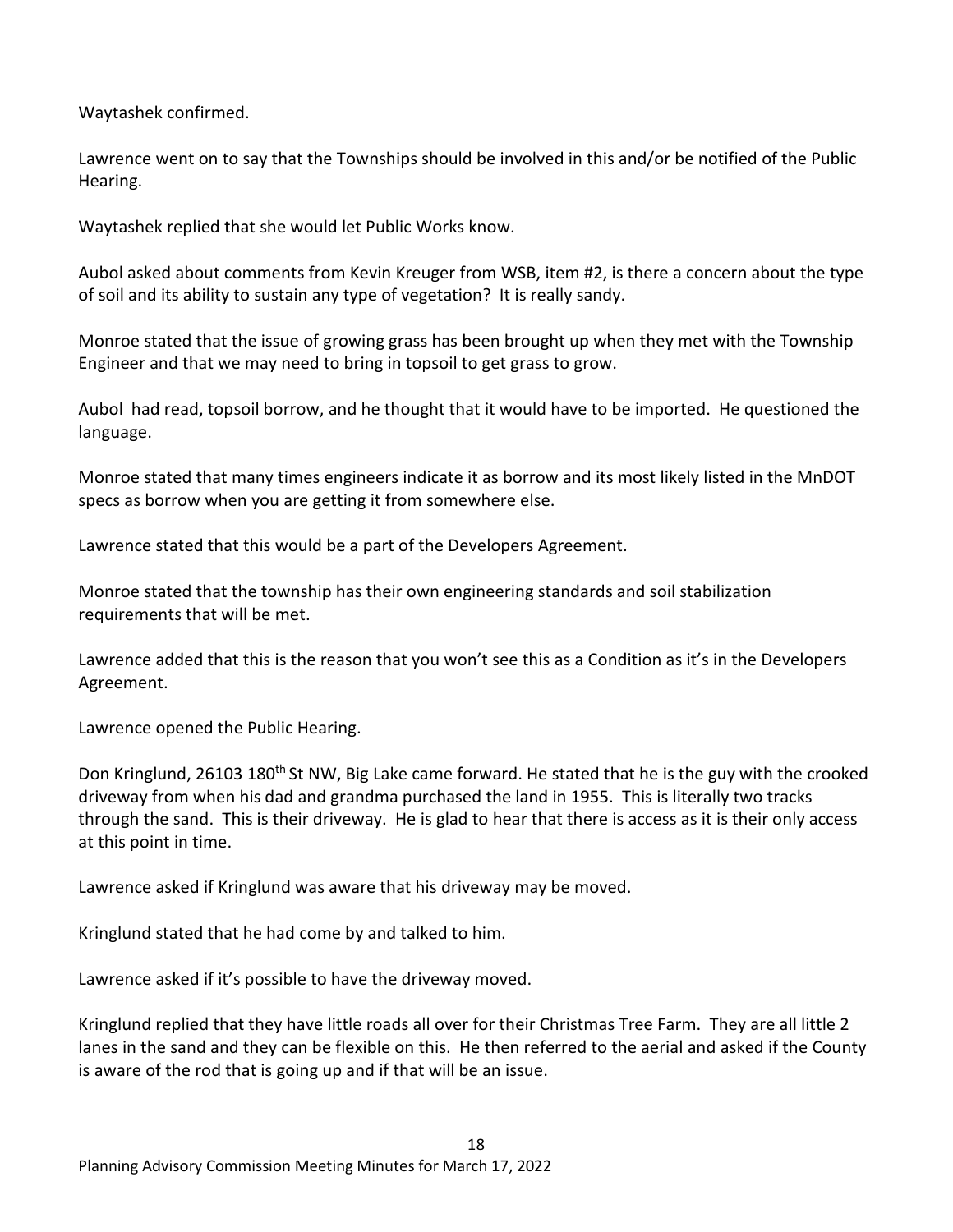Waytashek confirmed.

Lawrence went on to say that the Townships should be involved in this and/or be notified of the Public Hearing.

Waytashek replied that she would let Public Works know.

Aubol asked about comments from Kevin Kreuger from WSB, item #2, is there a concern about the type of soil and its ability to sustain any type of vegetation? It is really sandy.

Monroe stated that the issue of growing grass has been brought up when they met with the Township Engineer and that we may need to bring in topsoil to get grass to grow.

Aubol had read, topsoil borrow, and he thought that it would have to be imported. He questioned the language.

Monroe stated that many times engineers indicate it as borrow and its most likely listed in the MnDOT specs as borrow when you are getting it from somewhere else.

Lawrence stated that this would be a part of the Developers Agreement.

Monroe stated that the township has their own engineering standards and soil stabilization requirements that will be met.

Lawrence added that this is the reason that you won't see this as a Condition as it's in the Developers Agreement.

Lawrence opened the Public Hearing.

Don Kringlund, 26103 180th St NW, Big Lake came forward. He stated that he is the guy with the crooked driveway from when his dad and grandma purchased the land in 1955. This is literally two tracks through the sand. This is their driveway. He is glad to hear that there is access as it is their only access at this point in time.

Lawrence asked if Kringlund was aware that his driveway may be moved.

Kringlund stated that he had come by and talked to him.

Lawrence asked if it's possible to have the driveway moved.

Kringlund replied that they have little roads all over for their Christmas Tree Farm. They are all little 2 lanes in the sand and they can be flexible on this. He then referred to the aerial and asked if the County is aware of the rod that is going up and if that will be an issue.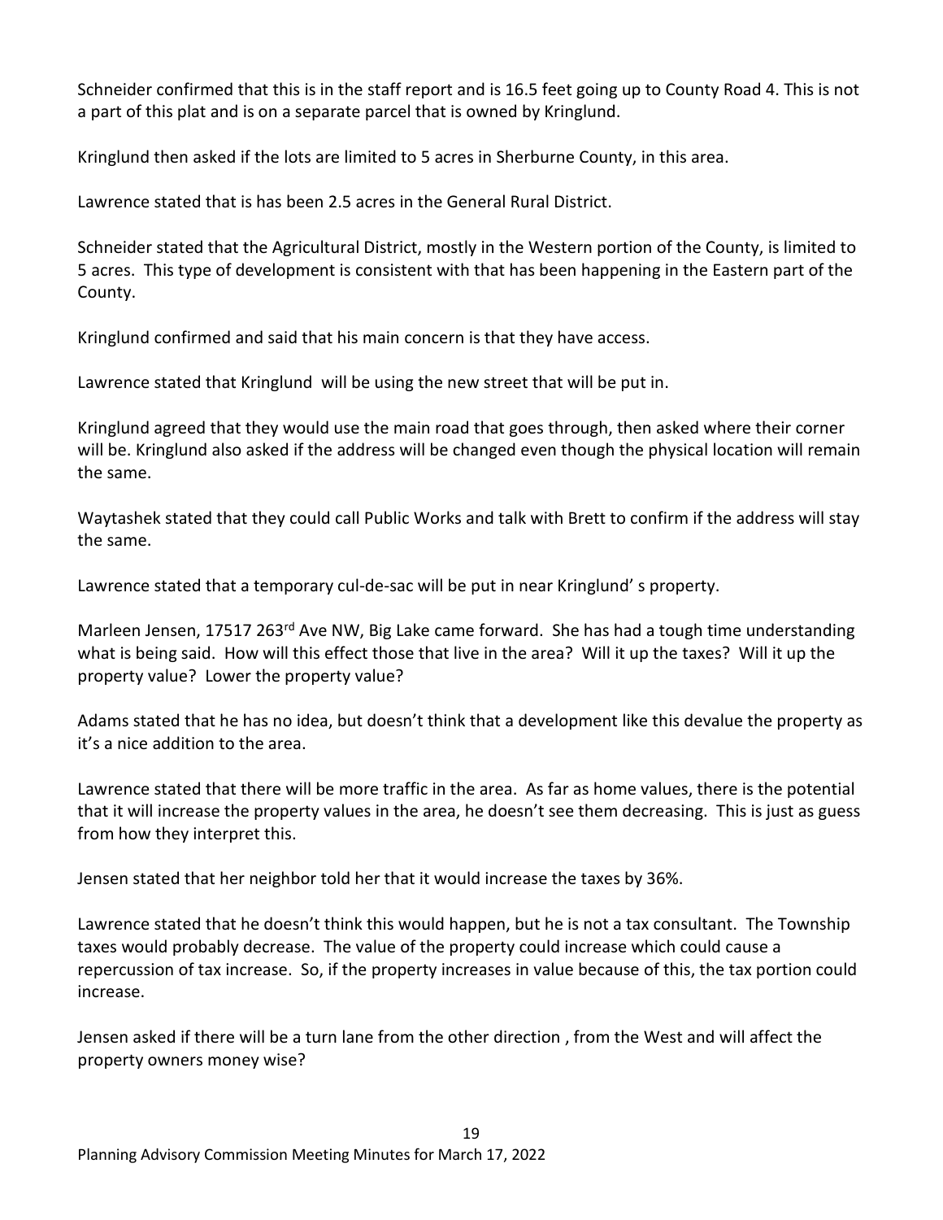Schneider confirmed that this is in the staff report and is 16.5 feet going up to County Road 4. This is not a part of this plat and is on a separate parcel that is owned by Kringlund.

Kringlund then asked if the lots are limited to 5 acres in Sherburne County, in this area.

Lawrence stated that is has been 2.5 acres in the General Rural District.

Schneider stated that the Agricultural District, mostly in the Western portion of the County, is limited to 5 acres. This type of development is consistent with that has been happening in the Eastern part of the County.

Kringlund confirmed and said that his main concern is that they have access.

Lawrence stated that Kringlund will be using the new street that will be put in.

Kringlund agreed that they would use the main road that goes through, then asked where their corner will be. Kringlund also asked if the address will be changed even though the physical location will remain the same.

Waytashek stated that they could call Public Works and talk with Brett to confirm if the address will stay the same.

Lawrence stated that a temporary cul-de-sac will be put in near Kringlund' s property.

Marleen Jensen, 17517 263rd Ave NW, Big Lake came forward. She has had a tough time understanding what is being said. How will this effect those that live in the area? Will it up the taxes? Will it up the property value? Lower the property value?

Adams stated that he has no idea, but doesn't think that a development like this devalue the property as it's a nice addition to the area.

Lawrence stated that there will be more traffic in the area. As far as home values, there is the potential that it will increase the property values in the area, he doesn't see them decreasing. This is just as guess from how they interpret this.

Jensen stated that her neighbor told her that it would increase the taxes by 36%.

Lawrence stated that he doesn't think this would happen, but he is not a tax consultant. The Township taxes would probably decrease. The value of the property could increase which could cause a repercussion of tax increase. So, if the property increases in value because of this, the tax portion could increase.

Jensen asked if there will be a turn lane from the other direction , from the West and will affect the property owners money wise?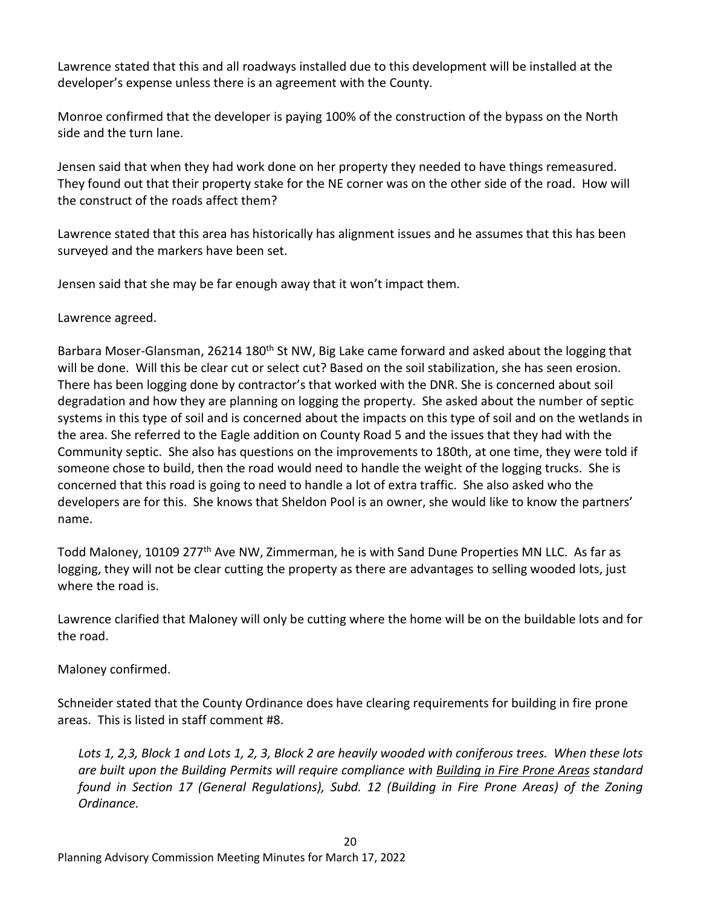Lawrence stated that this and all roadways installed due to this development will be installed at the developer's expense unless there is an agreement with the County.

Monroe confirmed that the developer is paying 100% of the construction of the bypass on the North side and the turn lane.

Jensen said that when they had work done on her property they needed to have things remeasured. They found out that their property stake for the NE corner was on the other side of the road. How will the construct of the roads affect them?

Lawrence stated that this area has historically has alignment issues and he assumes that this has been surveyed and the markers have been set.

Jensen said that she may be far enough away that it won't impact them.

Lawrence agreed.

Barbara Moser-Glansman, 26214 180th St NW, Big Lake came forward and asked about the logging that will be done. Will this be clear cut or select cut? Based on the soil stabilization, she has seen erosion. There has been logging done by contractor's that worked with the DNR. She is concerned about soil degradation and how they are planning on logging the property. She asked about the number of septic systems in this type of soil and is concerned about the impacts on this type of soil and on the wetlands in the area. She referred to the Eagle addition on County Road 5 and the issues that they had with the Community septic. She also has questions on the improvements to 180th, at one time, they were told if someone chose to build, then the road would need to handle the weight of the logging trucks. She is concerned that this road is going to need to handle a lot of extra traffic. She also asked who the developers are for this. She knows that Sheldon Pool is an owner, she would like to know the partners' name.

Todd Maloney, 10109 277th Ave NW, Zimmerman, he is with Sand Dune Properties MN LLC. As far as logging, they will not be clear cutting the property as there are advantages to selling wooded lots, just where the road is.

Lawrence clarified that Maloney will only be cutting where the home will be on the buildable lots and for the road.

Maloney confirmed.

Schneider stated that the County Ordinance does have clearing requirements for building in fire prone areas. This is listed in staff comment #8.

> *Lots 1, 2,3, Block 1 and Lots 1, 2, 3, Block 2 are heavily wooded with coniferous trees. When these lots are built upon the Building Permits will require compliance with <u>Building in Fire Prone Areas</u> standard found in Section 17 (General Regulations), Subd. 12 (Building in Fire Prone Areas) of the Zoning Ordinance.*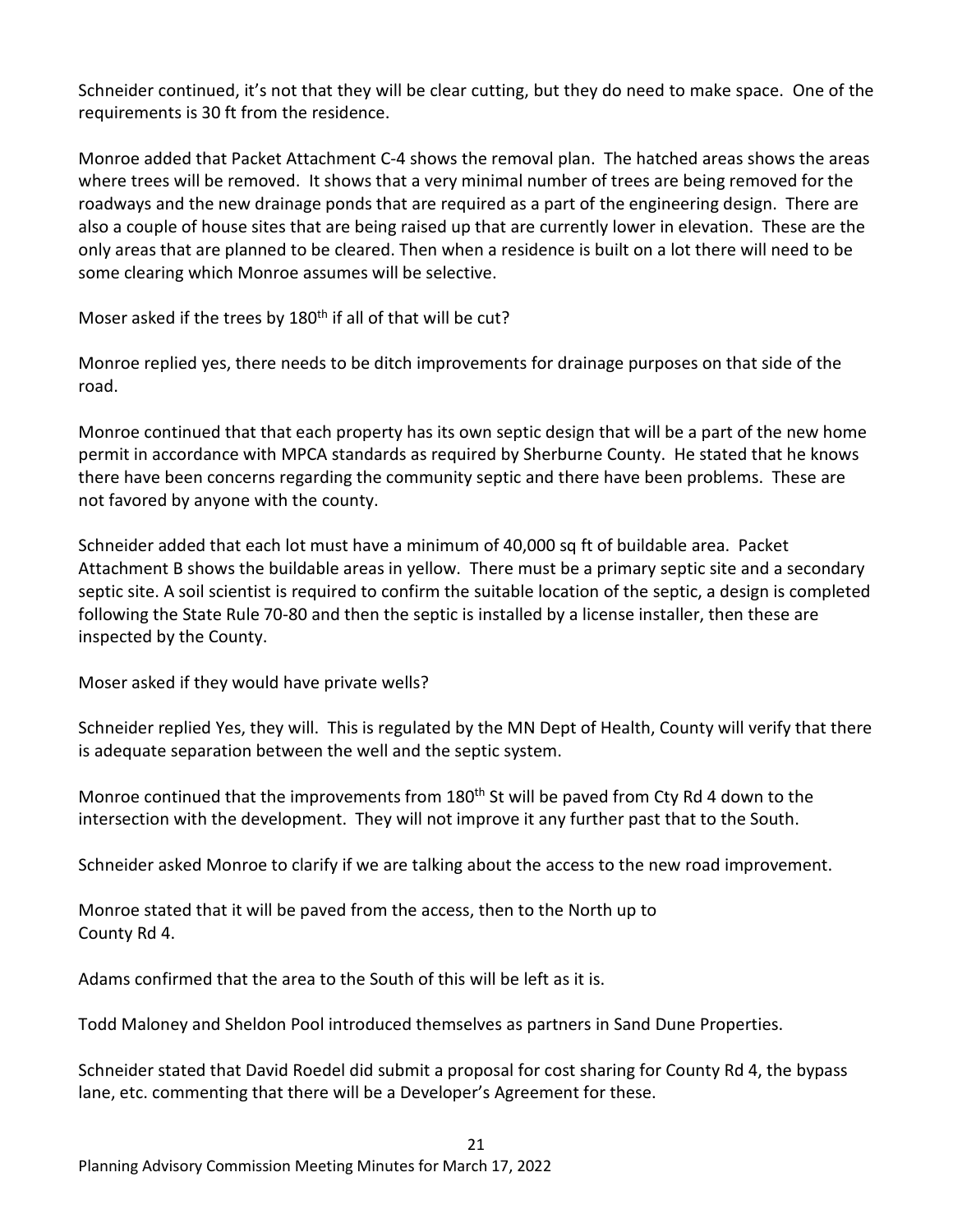Schneider continued, it's not that they will be clear cutting, but they do need to make space. One of the requirements is 30 ft from the residence.

Monroe added that Packet Attachment C-4 shows the removal plan. The hatched areas shows the areas where trees will be removed. It shows that a very minimal number of trees are being removed for the roadways and the new drainage ponds that are required as a part of the engineering design. There are also a couple of house sites that are being raised up that are currently lower in elevation. These are the only areas that are planned to be cleared. Then when a residence is built on a lot there will need to be some clearing which Monroe assumes will be selective.

Moser asked if the trees by 180th if all of that will be cut?

Monroe replied yes, there needs to be ditch improvements for drainage purposes on that side of the road.

Monroe continued that that each property has its own septic design that will be a part of the new home permit in accordance with MPCA standards as required by Sherburne County. He stated that he knows there have been concerns regarding the community septic and there have been problems. These are not favored by anyone with the county.

Schneider added that each lot must have a minimum of 40,000 sq ft of buildable area. Packet Attachment B shows the buildable areas in yellow. There must be a primary septic site and a secondary septic site. A soil scientist is required to confirm the suitable location of the septic, a design is completed following the State Rule 70-80 and then the septic is installed by a license installer, then these are inspected by the County.

Moser asked if they would have private wells?

Schneider replied Yes, they will. This is regulated by the MN Dept of Health, County will verify that there is adequate separation between the well and the septic system.

Monroe continued that the improvements from 180th St will be paved from Cty Rd 4 down to the intersection with the development. They will not improve it any further past that to the South.

Schneider asked Monroe to clarify if we are talking about the access to the new road improvement.

Monroe stated that it will be paved from the access, then to the North up to County Rd 4.

Adams confirmed that the area to the South of this will be left as it is.

Todd Maloney and Sheldon Pool introduced themselves as partners in Sand Dune Properties.

Schneider stated that David Roedel did submit a proposal for cost sharing for County Rd 4, the bypass lane, etc. commenting that there will be a Developer's Agreement for these.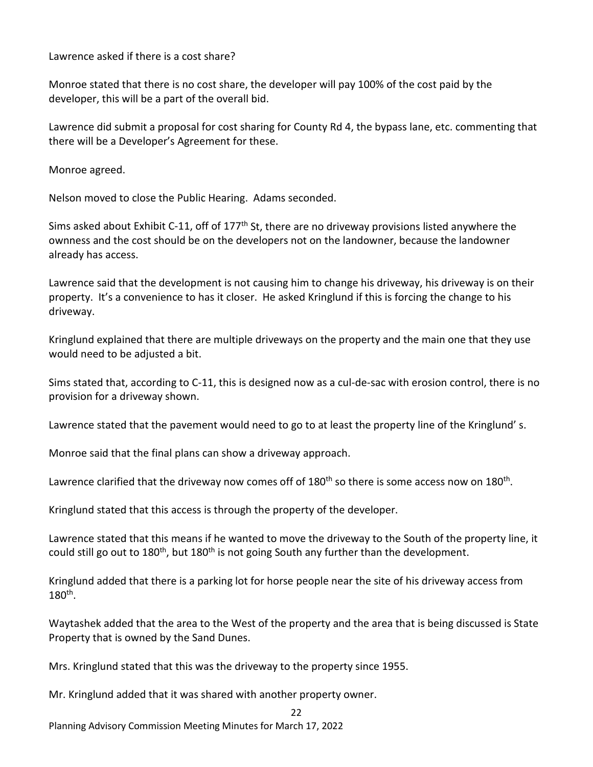Lawrence asked if there is a cost share?

Monroe stated that there is no cost share, the developer will pay 100% of the cost paid by the developer, this will be a part of the overall bid.

Lawrence did submit a proposal for cost sharing for County Rd 4, the bypass lane, etc. commenting that there will be a Developer's Agreement for these.

Monroe agreed.

Nelson moved to close the Public Hearing. Adams seconded.

Sims asked about Exhibit C-11, off of 177th St, there are no driveway provisions listed anywhere the ownness and the cost should be on the developers not on the landowner, because the landowner already has access.

Lawrence said that the development is not causing him to change his driveway, his driveway is on their property. It's a convenience to has it closer. He asked Kringlund if this is forcing the change to his driveway.

Kringlund explained that there are multiple driveways on the property and the main one that they use would need to be adjusted a bit.

Sims stated that, according to C-11, this is designed now as a cul-de-sac with erosion control, there is no provision for a driveway shown.

Lawrence stated that the pavement would need to go to at least the property line of the Kringlund' s.

Monroe said that the final plans can show a driveway approach.

Lawrence clarified that the driveway now comes off of 180th so there is some access now on 180th.

Kringlund stated that this access is through the property of the developer.

Lawrence stated that this means if he wanted to move the driveway to the South of the property line, it could still go out to 180th, but 180th is not going South any further than the development.

Kringlund added that there is a parking lot for horse people near the site of his driveway access from 180th.

Waytashek added that the area to the West of the property and the area that is being discussed is State Property that is owned by the Sand Dunes.

Mrs. Kringlund stated that this was the driveway to the property since 1955.

Mr. Kringlund added that it was shared with another property owner.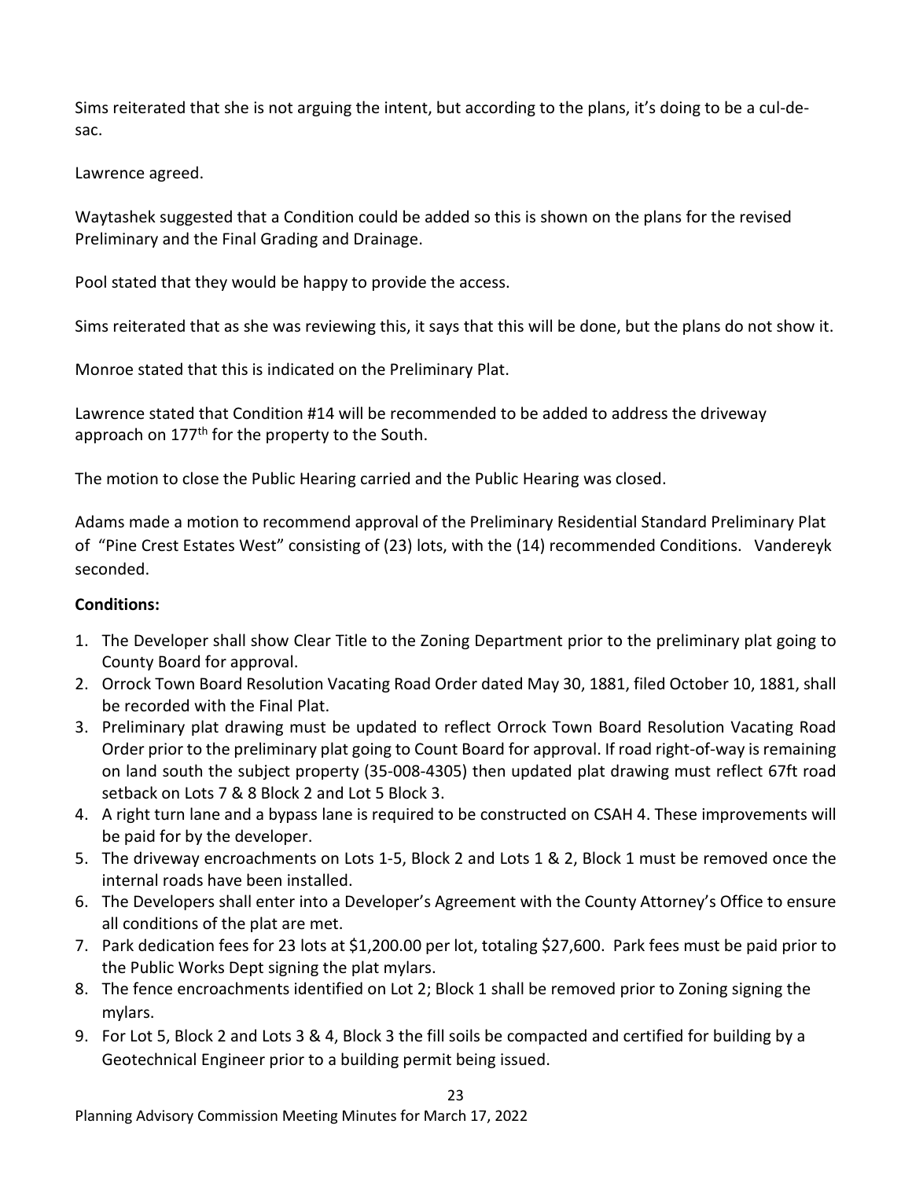Sims reiterated that she is not arguing the intent, but according to the plans, it's doing to be a cul-de-sac.

Lawrence agreed.

Waytashek suggested that a Condition could be added so this is shown on the plans for the revised Preliminary and the Final Grading and Drainage.

Pool stated that they would be happy to provide the access.

Sims reiterated that as she was reviewing this, it says that this will be done, but the plans do not show it.

Monroe stated that this is indicated on the Preliminary Plat.

Lawrence stated that Condition #14 will be recommended to be added to address the driveway approach on 177th for the property to the South.

The motion to close the Public Hearing carried and the Public Hearing was closed.

Adams made a motion to recommend approval of the Preliminary Residential Standard Preliminary Plat of "Pine Crest Estates West" consisting of (23) lots, with the (14) recommended Conditions. Vandereyk seconded.

**Conditions:**

1. The Developer shall show Clear Title to the Zoning Department prior to the preliminary plat going to County Board for approval.
2. Orrock Town Board Resolution Vacating Road Order dated May 30, 1881, filed October 10, 1881, shall be recorded with the Final Plat.
3. Preliminary plat drawing must be updated to reflect Orrock Town Board Resolution Vacating Road Order prior to the preliminary plat going to Count Board for approval. If road right-of-way is remaining on land south the subject property (35-008-4305) then updated plat drawing must reflect 67ft road setback on Lots 7 & 8 Block 2 and Lot 5 Block 3.
4. A right turn lane and a bypass lane is required to be constructed on CSAH 4. These improvements will be paid for by the developer.
5. The driveway encroachments on Lots 1-5, Block 2 and Lots 1 & 2, Block 1 must be removed once the internal roads have been installed.
6. The Developers shall enter into a Developer's Agreement with the County Attorney's Office to ensure all conditions of the plat are met.
7. Park dedication fees for 23 lots at $1,200.00 per lot, totaling $27,600. Park fees must be paid prior to the Public Works Dept signing the plat mylars.
8. The fence encroachments identified on Lot 2; Block 1 shall be removed prior to Zoning signing the mylars.
9. For Lot 5, Block 2 and Lots 3 & 4, Block 3 the fill soils be compacted and certified for building by a Geotechnical Engineer prior to a building permit being issued.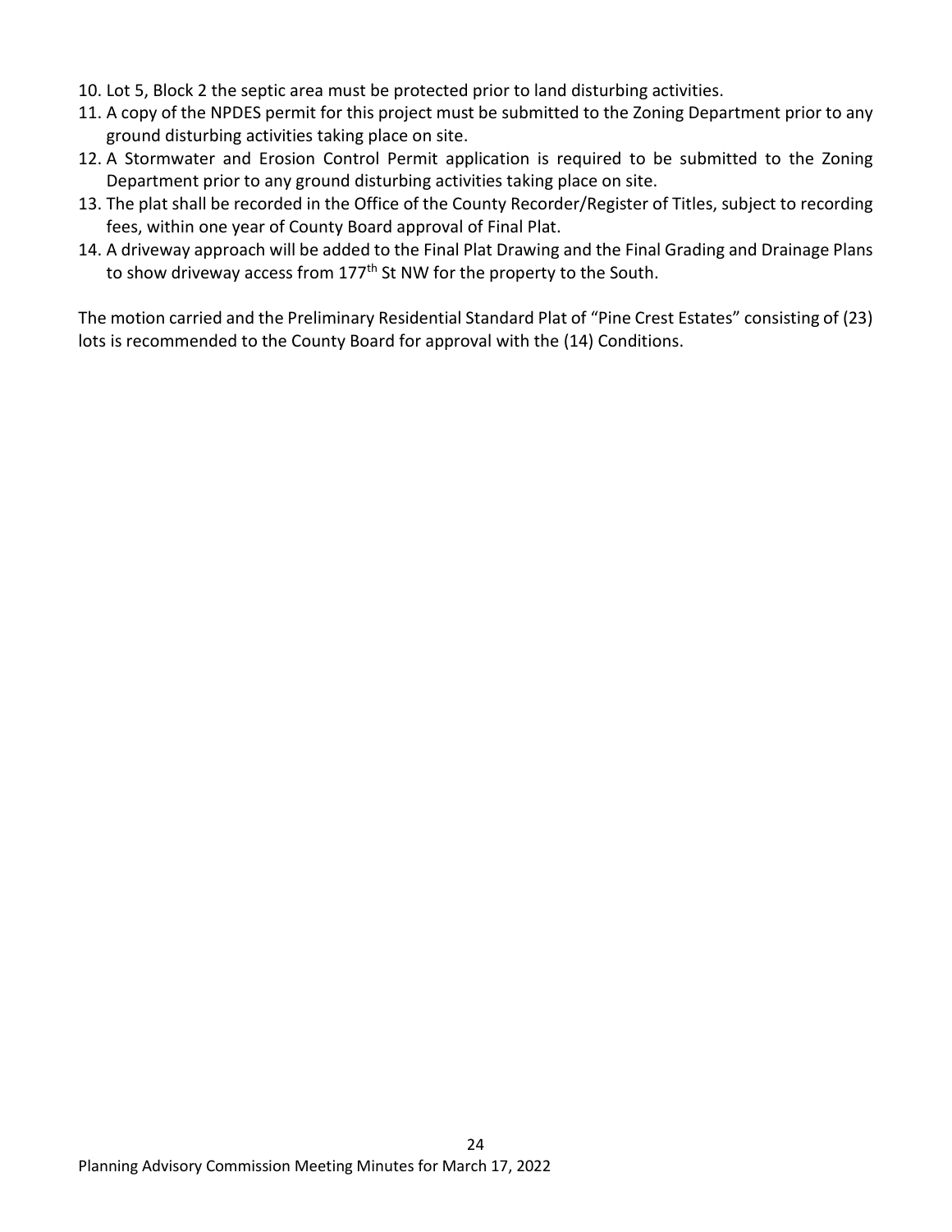10. Lot 5, Block 2 the septic area must be protected prior to land disturbing activities.
11. A copy of the NPDES permit for this project must be submitted to the Zoning Department prior to any ground disturbing activities taking place on site.
12. A Stormwater and Erosion Control Permit application is required to be submitted to the Zoning Department prior to any ground disturbing activities taking place on site.
13. The plat shall be recorded in the Office of the County Recorder/Register of Titles, subject to recording fees, within one year of County Board approval of Final Plat.
14. A driveway approach will be added to the Final Plat Drawing and the Final Grading and Drainage Plans to show driveway access from 177th St NW for the property to the South.

The motion carried and the Preliminary Residential Standard Plat of "Pine Crest Estates" consisting of (23) lots is recommended to the County Board for approval with the (14) Conditions.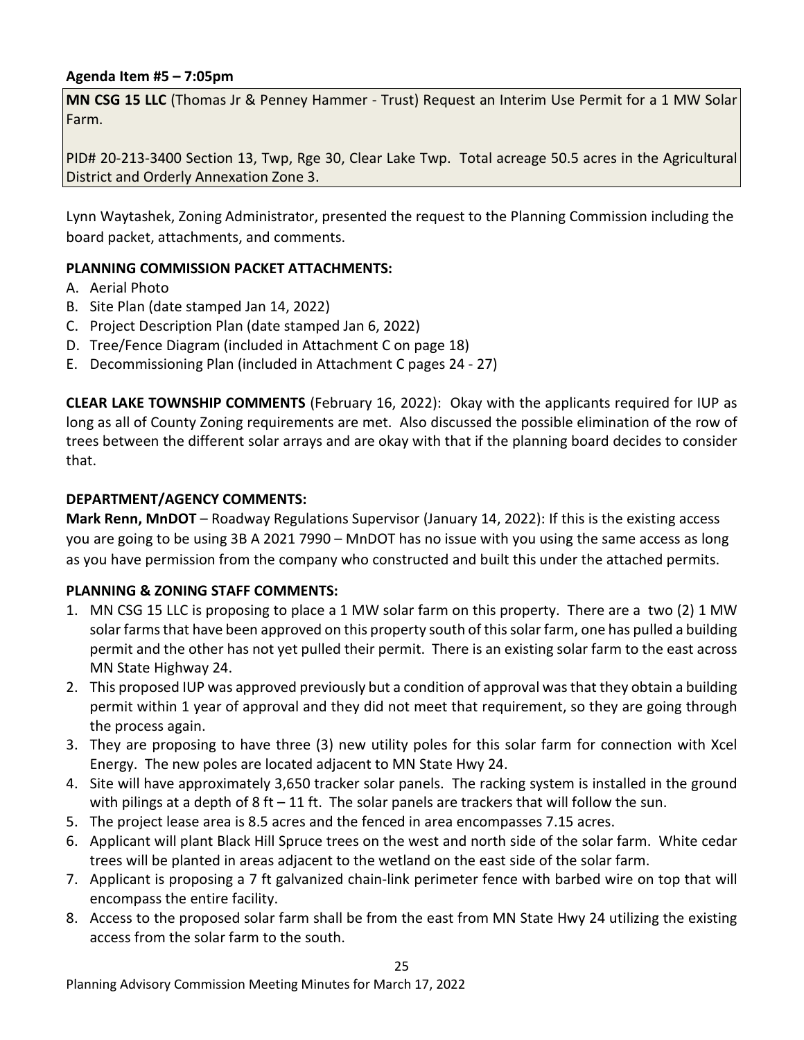**Agenda Item #5 – 7:05pm**

**MN CSG 15 LLC** (Thomas Jr & Penney Hammer - Trust) Request an Interim Use Permit for a 1 MW Solar Farm.

PID# 20-213-3400 Section 13, Twp, Rge 30, Clear Lake Twp. Total acreage 50.5 acres in the Agricultural District and Orderly Annexation Zone 3.

Lynn Waytashek, Zoning Administrator, presented the request to the Planning Commission including the board packet, attachments, and comments.

**PLANNING COMMISSION PACKET ATTACHMENTS:**

A. Aerial Photo
B. Site Plan (date stamped Jan 14, 2022)
C. Project Description Plan (date stamped Jan 6, 2022)
D. Tree/Fence Diagram (included in Attachment C on page 18)
E. Decommissioning Plan (included in Attachment C pages 24 - 27)

**CLEAR LAKE TOWNSHIP COMMENTS** (February 16, 2022): Okay with the applicants required for IUP as long as all of County Zoning requirements are met. Also discussed the possible elimination of the row of trees between the different solar arrays and are okay with that if the planning board decides to consider that.

**DEPARTMENT/AGENCY COMMENTS:**

**Mark Renn, MnDOT** – Roadway Regulations Supervisor (January 14, 2022): If this is the existing access you are going to be using 3B A 2021 7990 – MnDOT has no issue with you using the same access as long as you have permission from the company who constructed and built this under the attached permits.

**PLANNING & ZONING STAFF COMMENTS:**

1. MN CSG 15 LLC is proposing to place a 1 MW solar farm on this property. There are a two (2) 1 MW solar farms that have been approved on this property south of this solar farm, one has pulled a building permit and the other has not yet pulled their permit. There is an existing solar farm to the east across MN State Highway 24.
2. This proposed IUP was approved previously but a condition of approval was that they obtain a building permit within 1 year of approval and they did not meet that requirement, so they are going through the process again.
3. They are proposing to have three (3) new utility poles for this solar farm for connection with Xcel Energy. The new poles are located adjacent to MN State Hwy 24.
4. Site will have approximately 3,650 tracker solar panels. The racking system is installed in the ground with pilings at a depth of 8 ft – 11 ft. The solar panels are trackers that will follow the sun.
5. The project lease area is 8.5 acres and the fenced in area encompasses 7.15 acres.
6. Applicant will plant Black Hill Spruce trees on the west and north side of the solar farm. White cedar trees will be planted in areas adjacent to the wetland on the east side of the solar farm.
7. Applicant is proposing a 7 ft galvanized chain-link perimeter fence with barbed wire on top that will encompass the entire facility.
8. Access to the proposed solar farm shall be from the east from MN State Hwy 24 utilizing the existing access from the solar farm to the south.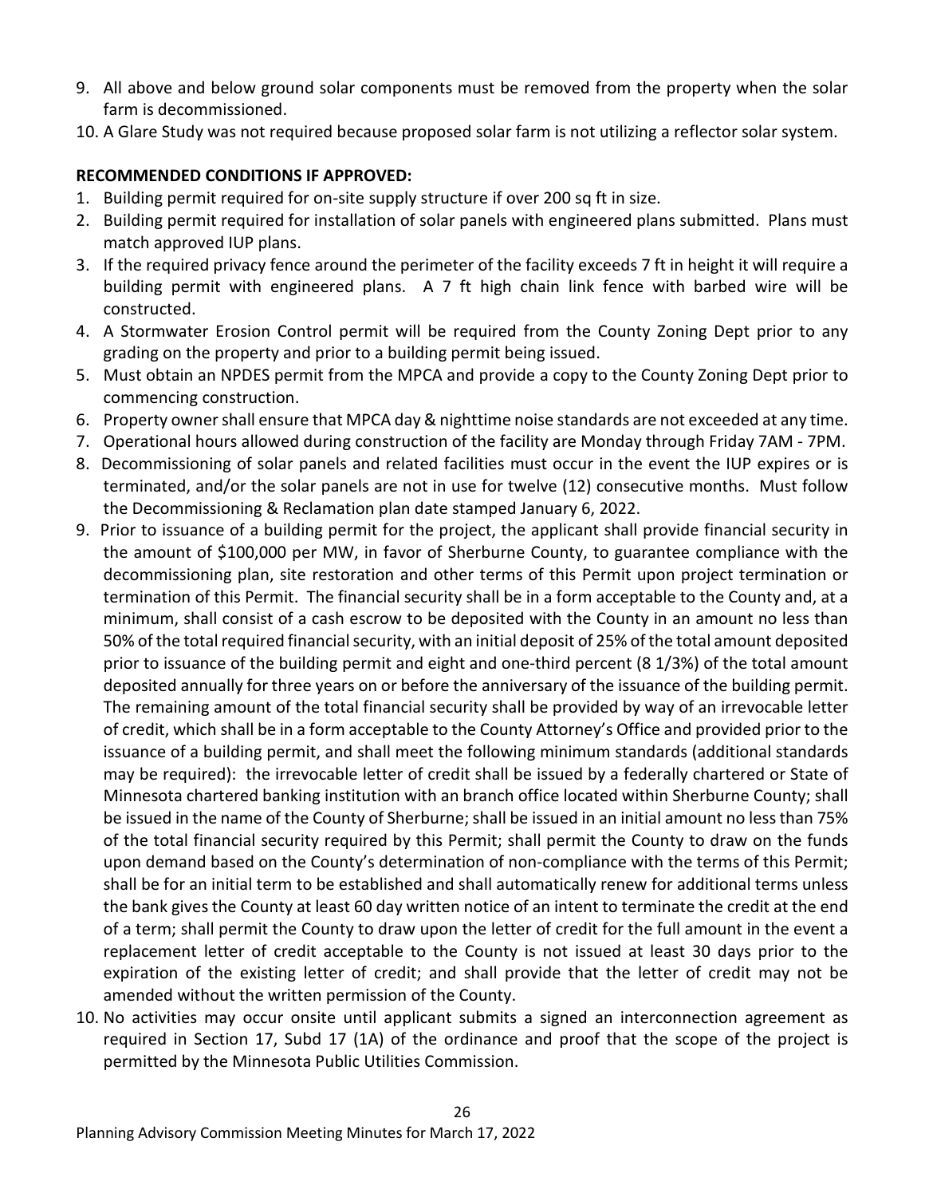9. All above and below ground solar components must be removed from the property when the solar farm is decommissioned.
10. A Glare Study was not required because proposed solar farm is not utilizing a reflector solar system.

**RECOMMENDED CONDITIONS IF APPROVED:**

1. Building permit required for on-site supply structure if over 200 sq ft in size.
2. Building permit required for installation of solar panels with engineered plans submitted. Plans must match approved IUP plans.
3. If the required privacy fence around the perimeter of the facility exceeds 7 ft in height it will require a building permit with engineered plans. A 7 ft high chain link fence with barbed wire will be constructed.
4. A Stormwater Erosion Control permit will be required from the County Zoning Dept prior to any grading on the property and prior to a building permit being issued.
5. Must obtain an NPDES permit from the MPCA and provide a copy to the County Zoning Dept prior to commencing construction.
6. Property owner shall ensure that MPCA day & nighttime noise standards are not exceeded at any time.
7. Operational hours allowed during construction of the facility are Monday through Friday 7AM - 7PM.
8. Decommissioning of solar panels and related facilities must occur in the event the IUP expires or is terminated, and/or the solar panels are not in use for twelve (12) consecutive months. Must follow the Decommissioning & Reclamation plan date stamped January 6, 2022.
9. Prior to issuance of a building permit for the project, the applicant shall provide financial security in the amount of $100,000 per MW, in favor of Sherburne County, to guarantee compliance with the decommissioning plan, site restoration and other terms of this Permit upon project termination or termination of this Permit. The financial security shall be in a form acceptable to the County and, at a minimum, shall consist of a cash escrow to be deposited with the County in an amount no less than 50% of the total required financial security, with an initial deposit of 25% of the total amount deposited prior to issuance of the building permit and eight and one-third percent (8 1/3%) of the total amount deposited annually for three years on or before the anniversary of the issuance of the building permit. The remaining amount of the total financial security shall be provided by way of an irrevocable letter of credit, which shall be in a form acceptable to the County Attorney's Office and provided prior to the issuance of a building permit, and shall meet the following minimum standards (additional standards may be required): the irrevocable letter of credit shall be issued by a federally chartered or State of Minnesota chartered banking institution with an branch office located within Sherburne County; shall be issued in the name of the County of Sherburne; shall be issued in an initial amount no less than 75% of the total financial security required by this Permit; shall permit the County to draw on the funds upon demand based on the County's determination of non-compliance with the terms of this Permit; shall be for an initial term to be established and shall automatically renew for additional terms unless the bank gives the County at least 60 day written notice of an intent to terminate the credit at the end of a term; shall permit the County to draw upon the letter of credit for the full amount in the event a replacement letter of credit acceptable to the County is not issued at least 30 days prior to the expiration of the existing letter of credit; and shall provide that the letter of credit may not be amended without the written permission of the County.
10. No activities may occur onsite until applicant submits a signed an interconnection agreement as required in Section 17, Subd 17 (1A) of the ordinance and proof that the scope of the project is permitted by the Minnesota Public Utilities Commission.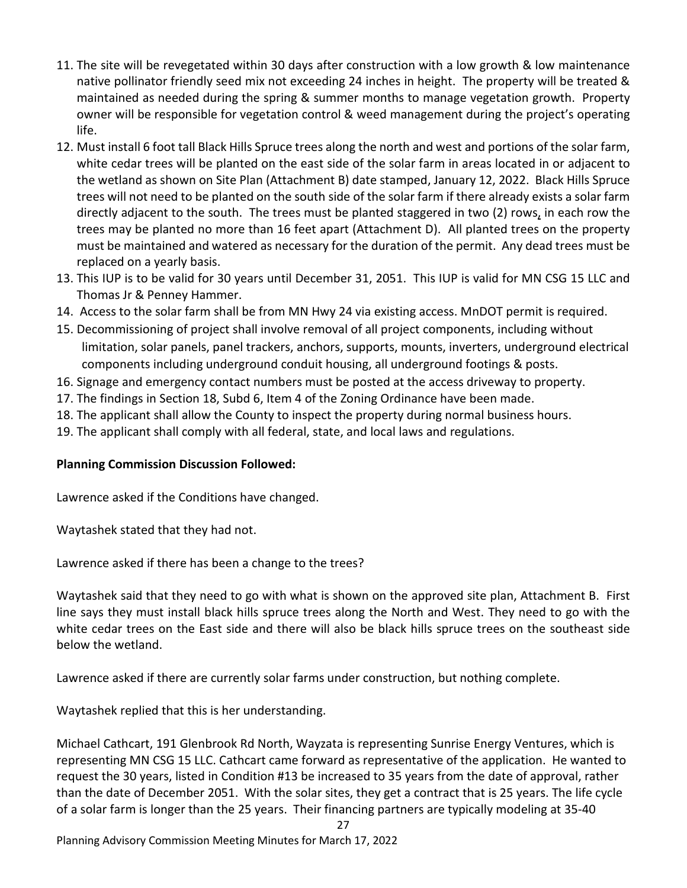11. The site will be revegetated within 30 days after construction with a low growth & low maintenance native pollinator friendly seed mix not exceeding 24 inches in height. The property will be treated & maintained as needed during the spring & summer months to manage vegetation growth. Property owner will be responsible for vegetation control & weed management during the project's operating life.
12. Must install 6 foot tall Black Hills Spruce trees along the north and west and portions of the solar farm, white cedar trees will be planted on the east side of the solar farm in areas located in or adjacent to the wetland as shown on Site Plan (Attachment B) date stamped, January 12, 2022. Black Hills Spruce trees will not need to be planted on the south side of the solar farm if there already exists a solar farm directly adjacent to the south. The trees must be planted staggered in two (2) rows, in each row the trees may be planted no more than 16 feet apart (Attachment D). All planted trees on the property must be maintained and watered as necessary for the duration of the permit. Any dead trees must be replaced on a yearly basis.
13. This IUP is to be valid for 30 years until December 31, 2051. This IUP is valid for MN CSG 15 LLC and Thomas Jr & Penney Hammer.
14. Access to the solar farm shall be from MN Hwy 24 via existing access. MnDOT permit is required.
15. Decommissioning of project shall involve removal of all project components, including without limitation, solar panels, panel trackers, anchors, supports, mounts, inverters, underground electrical components including underground conduit housing, all underground footings & posts.
16. Signage and emergency contact numbers must be posted at the access driveway to property.
17. The findings in Section 18, Subd 6, Item 4 of the Zoning Ordinance have been made.
18. The applicant shall allow the County to inspect the property during normal business hours.
19. The applicant shall comply with all federal, state, and local laws and regulations.

**Planning Commission Discussion Followed:**

Lawrence asked if the Conditions have changed.

Waytashek stated that they had not.

Lawrence asked if there has been a change to the trees?

Waytashek said that they need to go with what is shown on the approved site plan, Attachment B. First line says they must install black hills spruce trees along the North and West. They need to go with the white cedar trees on the East side and there will also be black hills spruce trees on the southeast side below the wetland.

Lawrence asked if there are currently solar farms under construction, but nothing complete.

Waytashek replied that this is her understanding.

Michael Cathcart, 191 Glenbrook Rd North, Wayzata is representing Sunrise Energy Ventures, which is representing MN CSG 15 LLC. Cathcart came forward as representative of the application. He wanted to request the 30 years, listed in Condition #13 be increased to 35 years from the date of approval, rather than the date of December 2051. With the solar sites, they get a contract that is 25 years. The life cycle of a solar farm is longer than the 25 years. Their financing partners are typically modeling at 35-40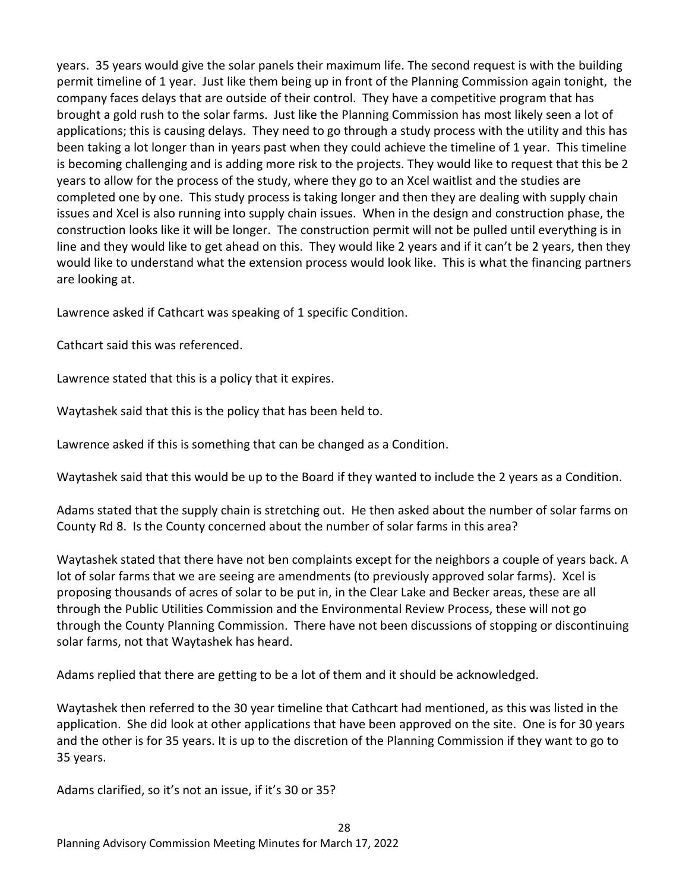years. 35 years would give the solar panels their maximum life. The second request is with the building permit timeline of 1 year. Just like them being up in front of the Planning Commission again tonight, the company faces delays that are outside of their control. They have a competitive program that has brought a gold rush to the solar farms. Just like the Planning Commission has most likely seen a lot of applications; this is causing delays. They need to go through a study process with the utility and this has been taking a lot longer than in years past when they could achieve the timeline of 1 year. This timeline is becoming challenging and is adding more risk to the projects. They would like to request that this be 2 years to allow for the process of the study, where they go to an Xcel waitlist and the studies are completed one by one. This study process is taking longer and then they are dealing with supply chain issues and Xcel is also running into supply chain issues. When in the design and construction phase, the construction looks like it will be longer. The construction permit will not be pulled until everything is in line and they would like to get ahead on this. They would like 2 years and if it can't be 2 years, then they would like to understand what the extension process would look like. This is what the financing partners are looking at.

Lawrence asked if Cathcart was speaking of 1 specific Condition.

Cathcart said this was referenced.

Lawrence stated that this is a policy that it expires.

Waytashek said that this is the policy that has been held to.

Lawrence asked if this is something that can be changed as a Condition.

Waytashek said that this would be up to the Board if they wanted to include the 2 years as a Condition.

Adams stated that the supply chain is stretching out. He then asked about the number of solar farms on County Rd 8. Is the County concerned about the number of solar farms in this area?

Waytashek stated that there have not ben complaints except for the neighbors a couple of years back. A lot of solar farms that we are seeing are amendments (to previously approved solar farms). Xcel is proposing thousands of acres of solar to be put in, in the Clear Lake and Becker areas, these are all through the Public Utilities Commission and the Environmental Review Process, these will not go through the County Planning Commission. There have not been discussions of stopping or discontinuing solar farms, not that Waytashek has heard.

Adams replied that there are getting to be a lot of them and it should be acknowledged.

Waytashek then referred to the 30 year timeline that Cathcart had mentioned, as this was listed in the application. She did look at other applications that have been approved on the site. One is for 30 years and the other is for 35 years. It is up to the discretion of the Planning Commission if they want to go to 35 years.

Adams clarified, so it's not an issue, if it's 30 or 35?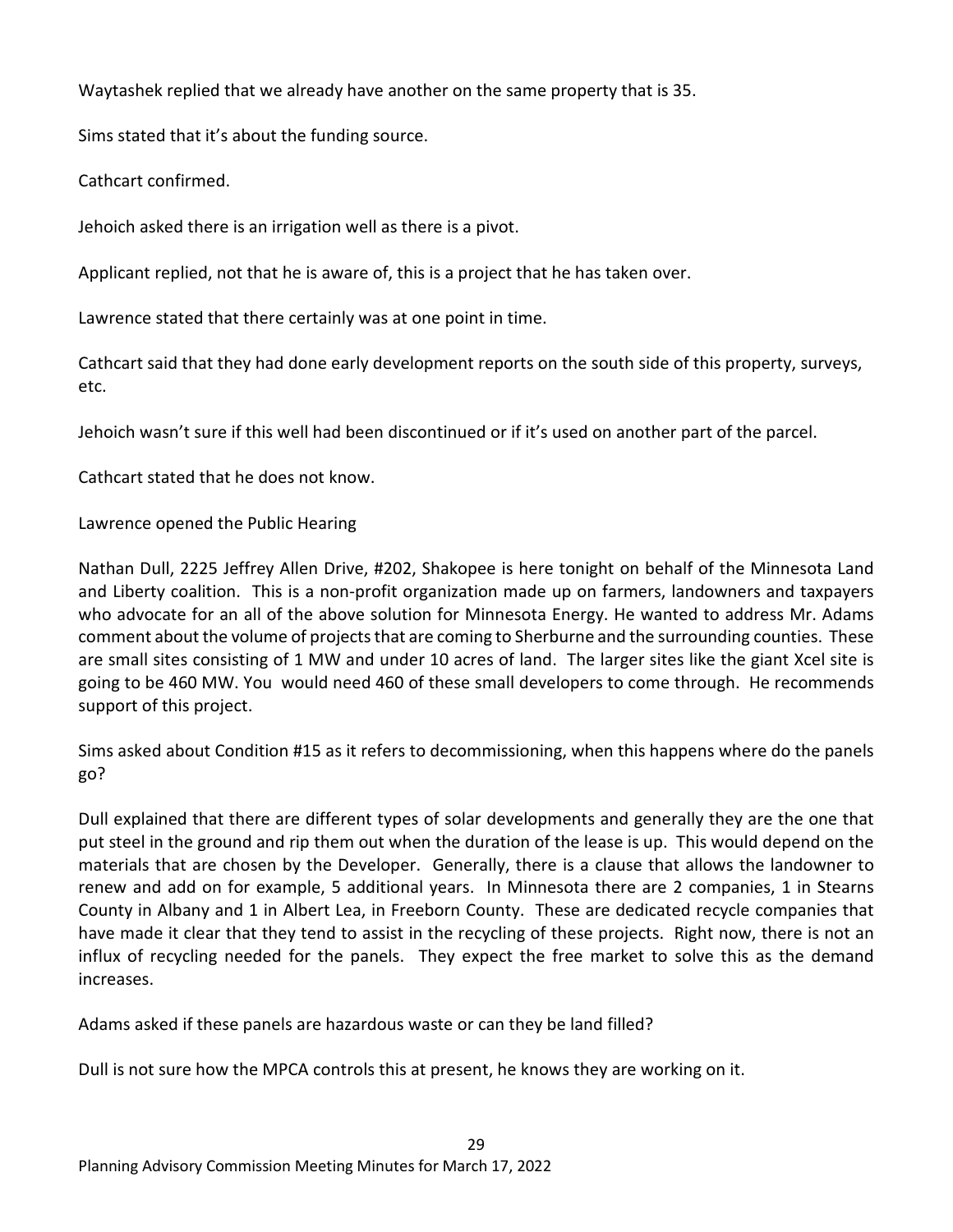Waytashek replied that we already have another on the same property that is 35.

Sims stated that it's about the funding source.

Cathcart confirmed.

Jehoich asked there is an irrigation well as there is a pivot.

Applicant replied, not that he is aware of, this is a project that he has taken over.

Lawrence stated that there certainly was at one point in time.

Cathcart said that they had done early development reports on the south side of this property, surveys, etc.

Jehoich wasn't sure if this well had been discontinued or if it's used on another part of the parcel.

Cathcart stated that he does not know.

Lawrence opened the Public Hearing

Nathan Dull, 2225 Jeffrey Allen Drive, #202, Shakopee is here tonight on behalf of the Minnesota Land and Liberty coalition. This is a non-profit organization made up on farmers, landowners and taxpayers who advocate for an all of the above solution for Minnesota Energy. He wanted to address Mr. Adams comment about the volume of projects that are coming to Sherburne and the surrounding counties. These are small sites consisting of 1 MW and under 10 acres of land. The larger sites like the giant Xcel site is going to be 460 MW. You would need 460 of these small developers to come through. He recommends support of this project.

Sims asked about Condition #15 as it refers to decommissioning, when this happens where do the panels go?

Dull explained that there are different types of solar developments and generally they are the one that put steel in the ground and rip them out when the duration of the lease is up. This would depend on the materials that are chosen by the Developer. Generally, there is a clause that allows the landowner to renew and add on for example, 5 additional years. In Minnesota there are 2 companies, 1 in Stearns County in Albany and 1 in Albert Lea, in Freeborn County. These are dedicated recycle companies that have made it clear that they tend to assist in the recycling of these projects. Right now, there is not an influx of recycling needed for the panels. They expect the free market to solve this as the demand increases.

Adams asked if these panels are hazardous waste or can they be land filled?

Dull is not sure how the MPCA controls this at present, he knows they are working on it.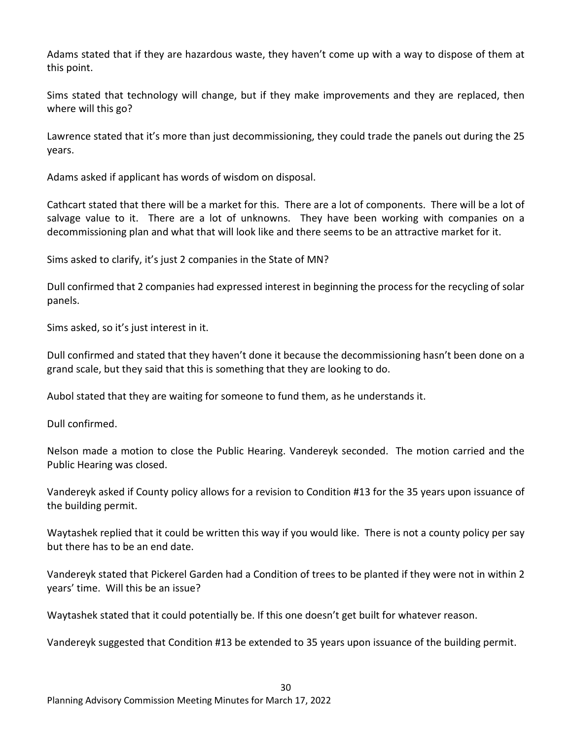Adams stated that if they are hazardous waste, they haven't come up with a way to dispose of them at this point.

Sims stated that technology will change, but if they make improvements and they are replaced, then where will this go?

Lawrence stated that it's more than just decommissioning, they could trade the panels out during the 25 years.

Adams asked if applicant has words of wisdom on disposal.

Cathcart stated that there will be a market for this. There are a lot of components. There will be a lot of salvage value to it. There are a lot of unknowns. They have been working with companies on a decommissioning plan and what that will look like and there seems to be an attractive market for it.

Sims asked to clarify, it's just 2 companies in the State of MN?

Dull confirmed that 2 companies had expressed interest in beginning the process for the recycling of solar panels.

Sims asked, so it's just interest in it.

Dull confirmed and stated that they haven't done it because the decommissioning hasn't been done on a grand scale, but they said that this is something that they are looking to do.

Aubol stated that they are waiting for someone to fund them, as he understands it.

Dull confirmed.

Nelson made a motion to close the Public Hearing. Vandereyk seconded. The motion carried and the Public Hearing was closed.

Vandereyk asked if County policy allows for a revision to Condition #13 for the 35 years upon issuance of the building permit.

Waytashek replied that it could be written this way if you would like. There is not a county policy per say but there has to be an end date.

Vandereyk stated that Pickerel Garden had a Condition of trees to be planted if they were not in within 2 years' time. Will this be an issue?

Waytashek stated that it could potentially be. If this one doesn't get built for whatever reason.

Vandereyk suggested that Condition #13 be extended to 35 years upon issuance of the building permit.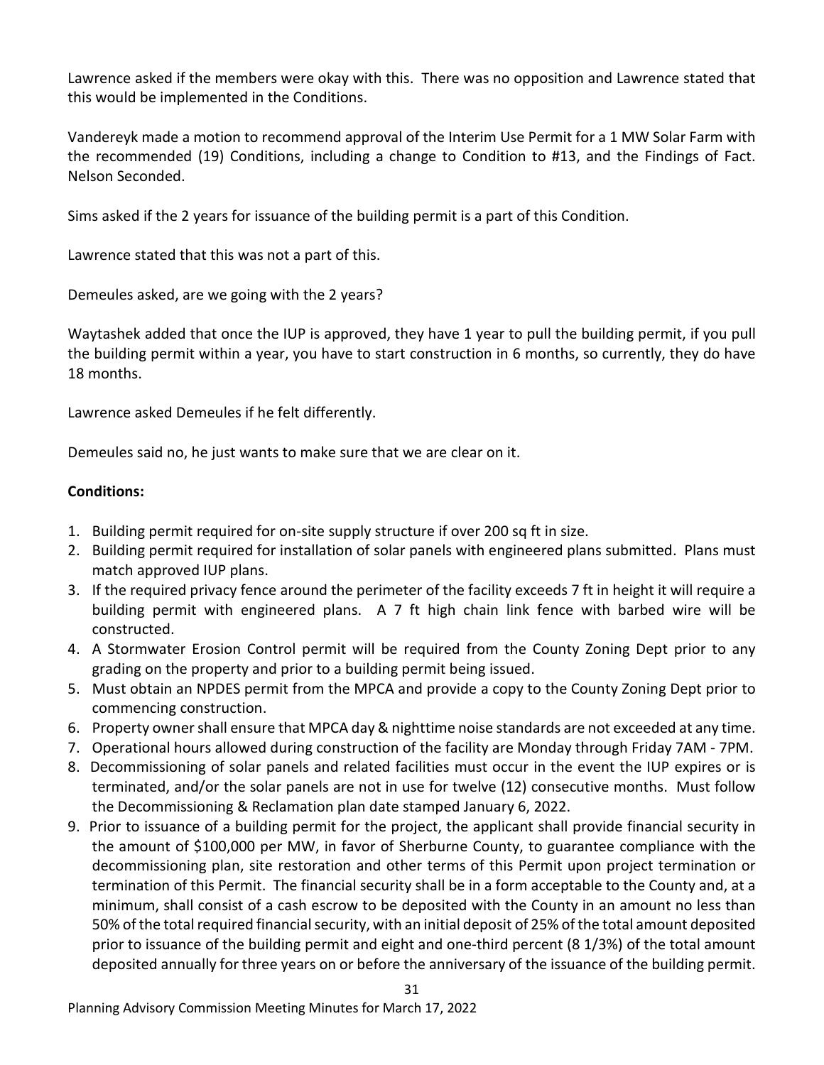Lawrence asked if the members were okay with this. There was no opposition and Lawrence stated that this would be implemented in the Conditions.

Vandereyk made a motion to recommend approval of the Interim Use Permit for a 1 MW Solar Farm with the recommended (19) Conditions, including a change to Condition to #13, and the Findings of Fact. Nelson Seconded.

Sims asked if the 2 years for issuance of the building permit is a part of this Condition.

Lawrence stated that this was not a part of this.

Demeules asked, are we going with the 2 years?

Waytashek added that once the IUP is approved, they have 1 year to pull the building permit, if you pull the building permit within a year, you have to start construction in 6 months, so currently, they do have 18 months.

Lawrence asked Demeules if he felt differently.

Demeules said no, he just wants to make sure that we are clear on it.

**Conditions:**

1. Building permit required for on-site supply structure if over 200 sq ft in size.
2. Building permit required for installation of solar panels with engineered plans submitted. Plans must match approved IUP plans.
3. If the required privacy fence around the perimeter of the facility exceeds 7 ft in height it will require a building permit with engineered plans. A 7 ft high chain link fence with barbed wire will be constructed.
4. A Stormwater Erosion Control permit will be required from the County Zoning Dept prior to any grading on the property and prior to a building permit being issued.
5. Must obtain an NPDES permit from the MPCA and provide a copy to the County Zoning Dept prior to commencing construction.
6. Property owner shall ensure that MPCA day & nighttime noise standards are not exceeded at any time.
7. Operational hours allowed during construction of the facility are Monday through Friday 7AM - 7PM.
8. Decommissioning of solar panels and related facilities must occur in the event the IUP expires or is terminated, and/or the solar panels are not in use for twelve (12) consecutive months. Must follow the Decommissioning & Reclamation plan date stamped January 6, 2022.
9. Prior to issuance of a building permit for the project, the applicant shall provide financial security in the amount of $100,000 per MW, in favor of Sherburne County, to guarantee compliance with the decommissioning plan, site restoration and other terms of this Permit upon project termination or termination of this Permit. The financial security shall be in a form acceptable to the County and, at a minimum, shall consist of a cash escrow to be deposited with the County in an amount no less than 50% of the total required financial security, with an initial deposit of 25% of the total amount deposited prior to issuance of the building permit and eight and one-third percent (8 1/3%) of the total amount deposited annually for three years on or before the anniversary of the issuance of the building permit.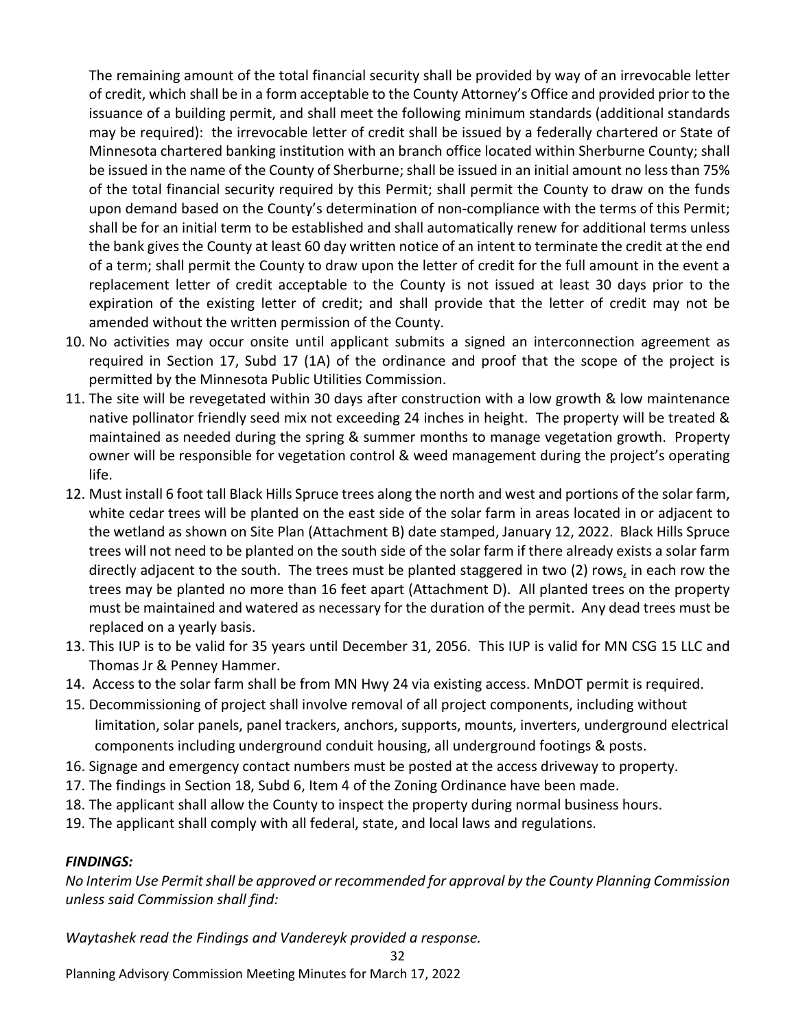The remaining amount of the total financial security shall be provided by way of an irrevocable letter of credit, which shall be in a form acceptable to the County Attorney's Office and provided prior to the issuance of a building permit, and shall meet the following minimum standards (additional standards may be required): the irrevocable letter of credit shall be issued by a federally chartered or State of Minnesota chartered banking institution with an branch office located within Sherburne County; shall be issued in the name of the County of Sherburne; shall be issued in an initial amount no less than 75% of the total financial security required by this Permit; shall permit the County to draw on the funds upon demand based on the County's determination of non-compliance with the terms of this Permit; shall be for an initial term to be established and shall automatically renew for additional terms unless the bank gives the County at least 60 day written notice of an intent to terminate the credit at the end of a term; shall permit the County to draw upon the letter of credit for the full amount in the event a replacement letter of credit acceptable to the County is not issued at least 30 days prior to the expiration of the existing letter of credit; and shall provide that the letter of credit may not be amended without the written permission of the County.

10. No activities may occur onsite until applicant submits a signed an interconnection agreement as required in Section 17, Subd 17 (1A) of the ordinance and proof that the scope of the project is permitted by the Minnesota Public Utilities Commission.
11. The site will be revegetated within 30 days after construction with a low growth & low maintenance native pollinator friendly seed mix not exceeding 24 inches in height. The property will be treated & maintained as needed during the spring & summer months to manage vegetation growth. Property owner will be responsible for vegetation control & weed management during the project's operating life.
12. Must install 6 foot tall Black Hills Spruce trees along the north and west and portions of the solar farm, white cedar trees will be planted on the east side of the solar farm in areas located in or adjacent to the wetland as shown on Site Plan (Attachment B) date stamped, January 12, 2022. Black Hills Spruce trees will not need to be planted on the south side of the solar farm if there already exists a solar farm directly adjacent to the south. The trees must be planted staggered in two (2) rows, in each row the trees may be planted no more than 16 feet apart (Attachment D). All planted trees on the property must be maintained and watered as necessary for the duration of the permit. Any dead trees must be replaced on a yearly basis.
13. This IUP is to be valid for 35 years until December 31, 2056. This IUP is valid for MN CSG 15 LLC and Thomas Jr & Penney Hammer.
14. Access to the solar farm shall be from MN Hwy 24 via existing access. MnDOT permit is required.
15. Decommissioning of project shall involve removal of all project components, including without limitation, solar panels, panel trackers, anchors, supports, mounts, inverters, underground electrical components including underground conduit housing, all underground footings & posts.
16. Signage and emergency contact numbers must be posted at the access driveway to property.
17. The findings in Section 18, Subd 6, Item 4 of the Zoning Ordinance have been made.
18. The applicant shall allow the County to inspect the property during normal business hours.
19. The applicant shall comply with all federal, state, and local laws and regulations.

***FINDINGS:***

*No Interim Use Permit shall be approved or recommended for approval by the County Planning Commission unless said Commission shall find:*

*Waytashek read the Findings and Vandereyk provided a response.*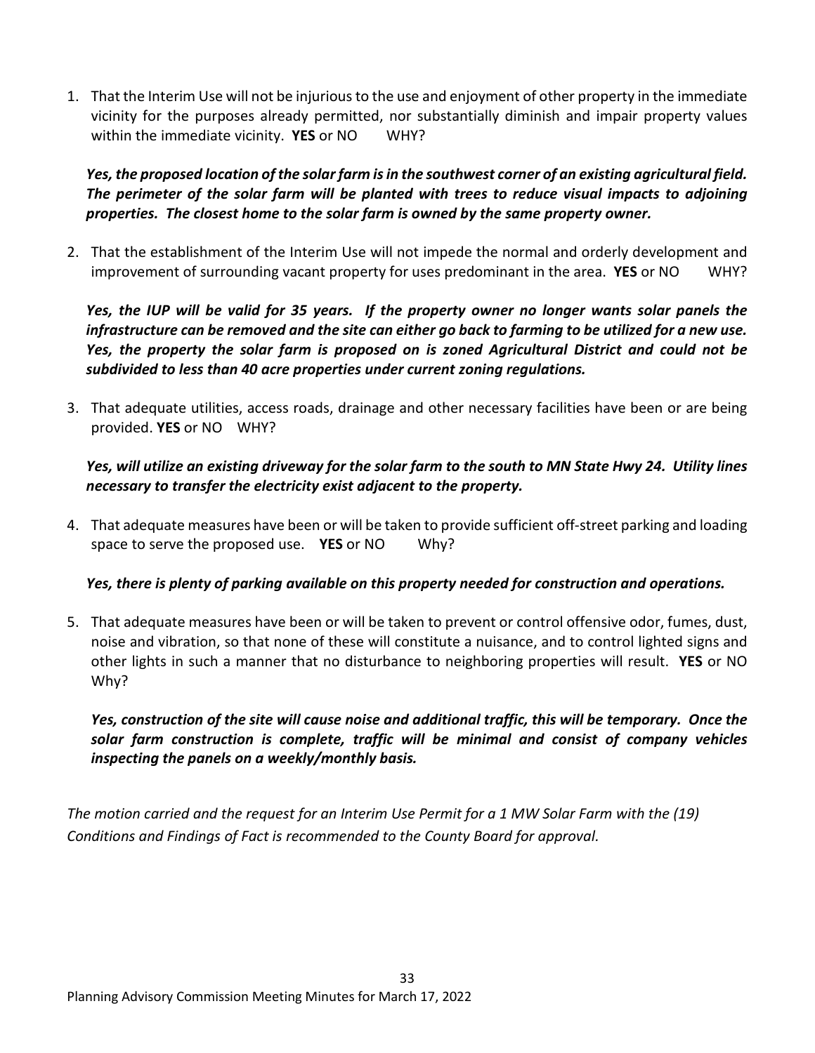1. That the Interim Use will not be injurious to the use and enjoyment of other property in the immediate vicinity for the purposes already permitted, nor substantially diminish and impair property values within the immediate vicinity. **YES** or NO WHY?

   ***Yes, the proposed location of the solar farm is in the southwest corner of an existing agricultural field. The perimeter of the solar farm will be planted with trees to reduce visual impacts to adjoining properties. The closest home to the solar farm is owned by the same property owner.***

2. That the establishment of the Interim Use will not impede the normal and orderly development and improvement of surrounding vacant property for uses predominant in the area. **YES** or NO WHY?

   ***Yes, the IUP will be valid for 35 years. If the property owner no longer wants solar panels the infrastructure can be removed and the site can either go back to farming to be utilized for a new use. Yes, the property the solar farm is proposed on is zoned Agricultural District and could not be subdivided to less than 40 acre properties under current zoning regulations.***

3. That adequate utilities, access roads, drainage and other necessary facilities have been or are being provided. **YES** or NO WHY?

   ***Yes, will utilize an existing driveway for the solar farm to the south to MN State Hwy 24. Utility lines necessary to transfer the electricity exist adjacent to the property.***

4. That adequate measures have been or will be taken to provide sufficient off-street parking and loading space to serve the proposed use. **YES** or NO Why?

   ***Yes, there is plenty of parking available on this property needed for construction and operations.***

5. That adequate measures have been or will be taken to prevent or control offensive odor, fumes, dust, noise and vibration, so that none of these will constitute a nuisance, and to control lighted signs and other lights in such a manner that no disturbance to neighboring properties will result. **YES** or NO Why?

   ***Yes, construction of the site will cause noise and additional traffic, this will be temporary. Once the solar farm construction is complete, traffic will be minimal and consist of company vehicles inspecting the panels on a weekly/monthly basis.***

*The motion carried and the request for an Interim Use Permit for a 1 MW Solar Farm with the (19) Conditions and Findings of Fact is recommended to the County Board for approval.*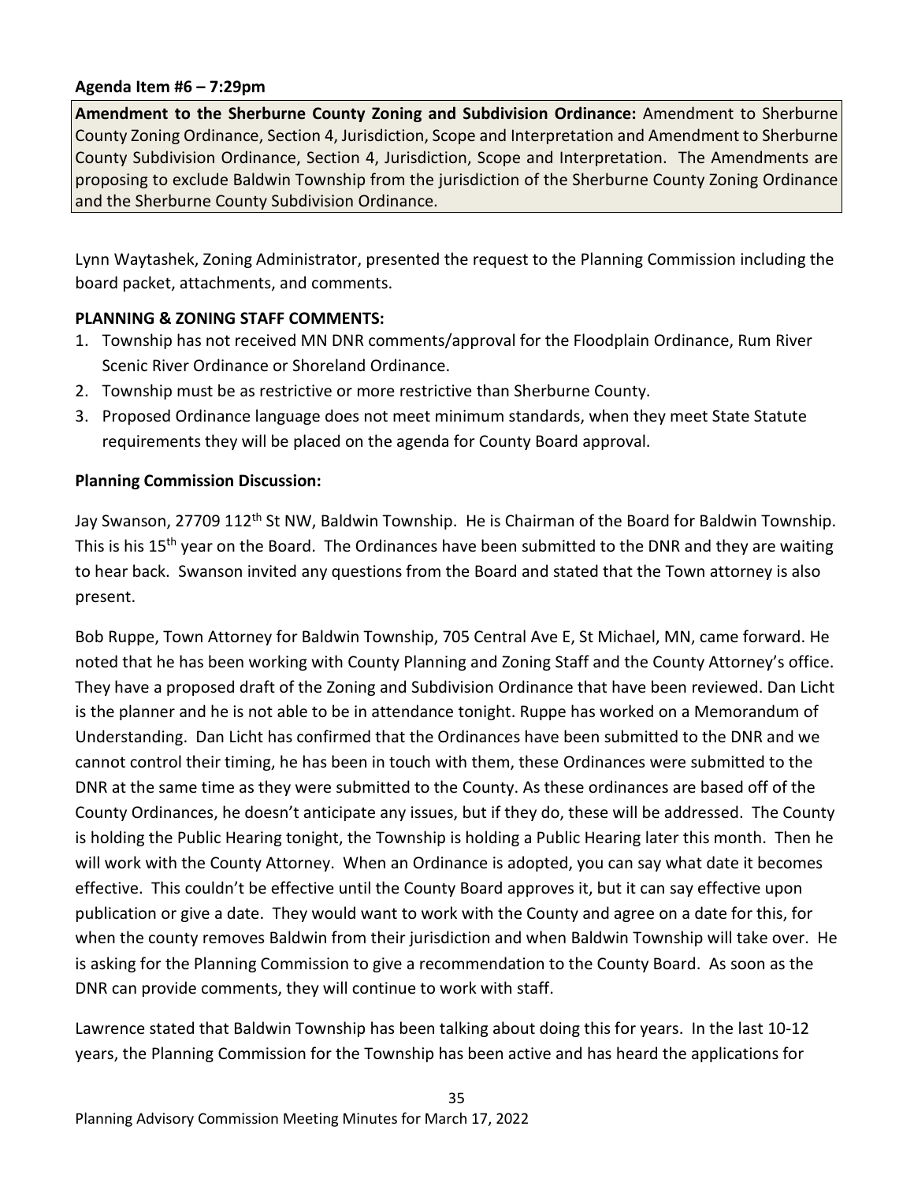**Agenda Item #6 – 7:29pm**

**Amendment to the Sherburne County Zoning and Subdivision Ordinance:** Amendment to Sherburne County Zoning Ordinance, Section 4, Jurisdiction, Scope and Interpretation and Amendment to Sherburne County Subdivision Ordinance, Section 4, Jurisdiction, Scope and Interpretation. The Amendments are proposing to exclude Baldwin Township from the jurisdiction of the Sherburne County Zoning Ordinance and the Sherburne County Subdivision Ordinance.

Lynn Waytashek, Zoning Administrator, presented the request to the Planning Commission including the board packet, attachments, and comments.

**PLANNING & ZONING STAFF COMMENTS:**

1. Township has not received MN DNR comments/approval for the Floodplain Ordinance, Rum River Scenic River Ordinance or Shoreland Ordinance.
2. Township must be as restrictive or more restrictive than Sherburne County.
3. Proposed Ordinance language does not meet minimum standards, when they meet State Statute requirements they will be placed on the agenda for County Board approval.

**Planning Commission Discussion:**

Jay Swanson, 27709 112th St NW, Baldwin Township. He is Chairman of the Board for Baldwin Township. This is his 15th year on the Board. The Ordinances have been submitted to the DNR and they are waiting to hear back. Swanson invited any questions from the Board and stated that the Town attorney is also present.

Bob Ruppe, Town Attorney for Baldwin Township, 705 Central Ave E, St Michael, MN, came forward. He noted that he has been working with County Planning and Zoning Staff and the County Attorney's office. They have a proposed draft of the Zoning and Subdivision Ordinance that have been reviewed. Dan Licht is the planner and he is not able to be in attendance tonight. Ruppe has worked on a Memorandum of Understanding. Dan Licht has confirmed that the Ordinances have been submitted to the DNR and we cannot control their timing, he has been in touch with them, these Ordinances were submitted to the DNR at the same time as they were submitted to the County. As these ordinances are based off of the County Ordinances, he doesn't anticipate any issues, but if they do, these will be addressed. The County is holding the Public Hearing tonight, the Township is holding a Public Hearing later this month. Then he will work with the County Attorney. When an Ordinance is adopted, you can say what date it becomes effective. This couldn't be effective until the County Board approves it, but it can say effective upon publication or give a date. They would want to work with the County and agree on a date for this, for when the county removes Baldwin from their jurisdiction and when Baldwin Township will take over. He is asking for the Planning Commission to give a recommendation to the County Board. As soon as the DNR can provide comments, they will continue to work with staff.

Lawrence stated that Baldwin Township has been talking about doing this for years. In the last 10-12 years, the Planning Commission for the Township has been active and has heard the applications for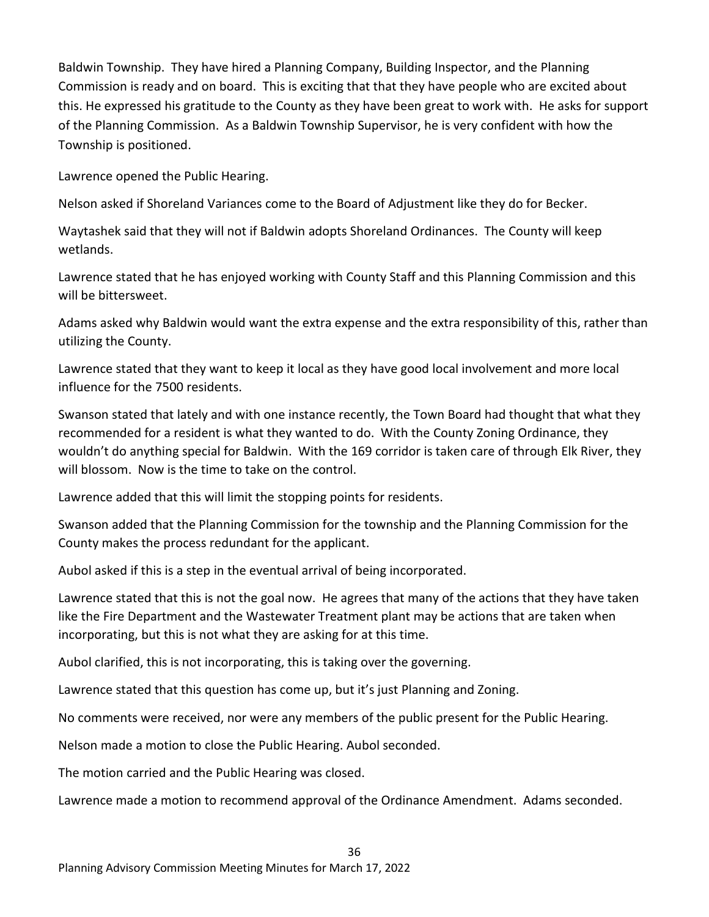Baldwin Township. They have hired a Planning Company, Building Inspector, and the Planning Commission is ready and on board. This is exciting that that they have people who are excited about this. He expressed his gratitude to the County as they have been great to work with. He asks for support of the Planning Commission. As a Baldwin Township Supervisor, he is very confident with how the Township is positioned.

Lawrence opened the Public Hearing.

Nelson asked if Shoreland Variances come to the Board of Adjustment like they do for Becker.

Waytashek said that they will not if Baldwin adopts Shoreland Ordinances. The County will keep wetlands.

Lawrence stated that he has enjoyed working with County Staff and this Planning Commission and this will be bittersweet.

Adams asked why Baldwin would want the extra expense and the extra responsibility of this, rather than utilizing the County.

Lawrence stated that they want to keep it local as they have good local involvement and more local influence for the 7500 residents.

Swanson stated that lately and with one instance recently, the Town Board had thought that what they recommended for a resident is what they wanted to do. With the County Zoning Ordinance, they wouldn't do anything special for Baldwin. With the 169 corridor is taken care of through Elk River, they will blossom. Now is the time to take on the control.

Lawrence added that this will limit the stopping points for residents.

Swanson added that the Planning Commission for the township and the Planning Commission for the County makes the process redundant for the applicant.

Aubol asked if this is a step in the eventual arrival of being incorporated.

Lawrence stated that this is not the goal now. He agrees that many of the actions that they have taken like the Fire Department and the Wastewater Treatment plant may be actions that are taken when incorporating, but this is not what they are asking for at this time.

Aubol clarified, this is not incorporating, this is taking over the governing.

Lawrence stated that this question has come up, but it's just Planning and Zoning.

No comments were received, nor were any members of the public present for the Public Hearing.

Nelson made a motion to close the Public Hearing. Aubol seconded.

The motion carried and the Public Hearing was closed.

Lawrence made a motion to recommend approval of the Ordinance Amendment. Adams seconded.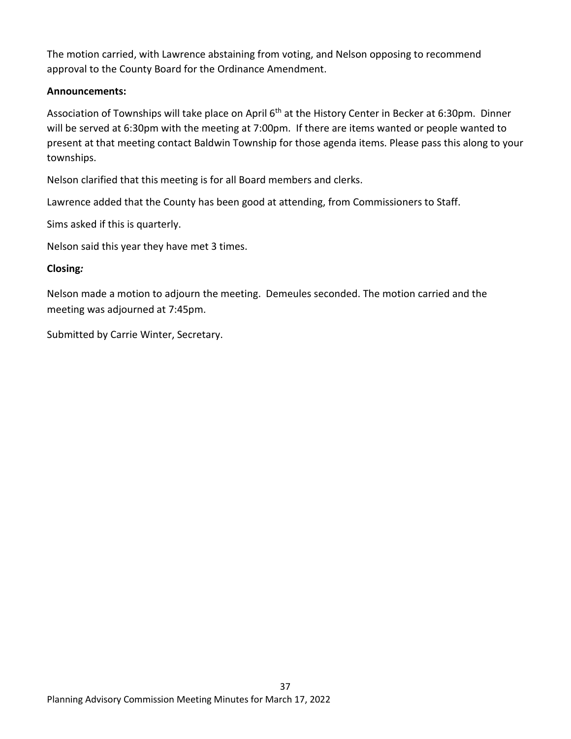The motion carried, with Lawrence abstaining from voting, and Nelson opposing to recommend approval to the County Board for the Ordinance Amendment.

**Announcements:**

Association of Townships will take place on April 6th at the History Center in Becker at 6:30pm. Dinner will be served at 6:30pm with the meeting at 7:00pm. If there are items wanted or people wanted to present at that meeting contact Baldwin Township for those agenda items. Please pass this along to your townships.

Nelson clarified that this meeting is for all Board members and clerks.

Lawrence added that the County has been good at attending, from Commissioners to Staff.

Sims asked if this is quarterly.

Nelson said this year they have met 3 times.

**Closing:**

Nelson made a motion to adjourn the meeting. Demeules seconded. The motion carried and the meeting was adjourned at 7:45pm.

Submitted by Carrie Winter, Secretary.